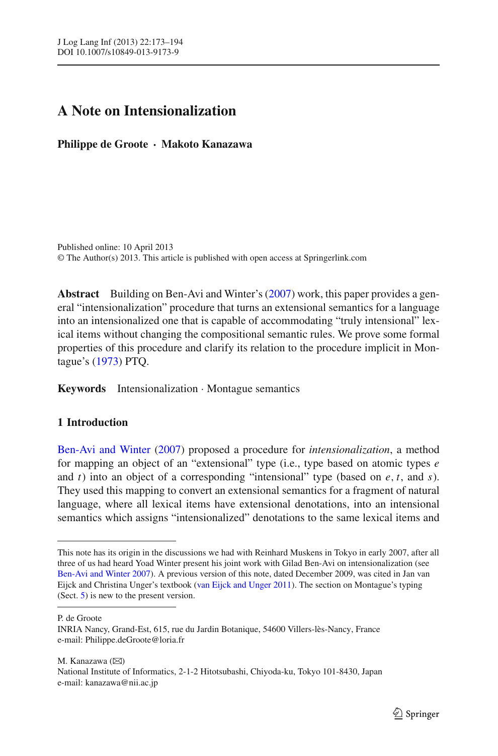# A Note on Intensionalization

**Philippe de Groote · Makoto Kanazawa**

Published online: 10 April 2013
© The Author(s) 2013. This article is published with open access at Springerlink.com

**Abstract** Building on Ben-Avi and Winter's (2007) work, this paper provides a general "intensionalization" procedure that turns an extensional semantics for a language into an intensionalized one that is capable of accommodating "truly intensional" lexical items without changing the compositional semantic rules. We prove some formal properties of this procedure and clarify its relation to the procedure implicit in Montague's (1973) PTQ.

**Keywords** Intensionalization · Montague semantics

## 1 Introduction

Ben-Avi and Winter (2007) proposed a procedure for *intensionalization*, a method for mapping an object of an "extensional" type (i.e., type based on atomic types $e$ and $t$) into an object of a corresponding "intensional" type (based on $e$, $t$, and $s$). They used this mapping to convert an extensional semantics for a fragment of natural language, where all lexical items have extensional denotations, into an intensional semantics which assigns "intensionalized" denotations to the same lexical items and

---

This note has its origin in the discussions we had with Reinhard Muskens in Tokyo in early 2007, after all three of us had heard Yoad Winter present his joint work with Gilad Ben-Avi on intensionalization (see Ben-Avi and Winter 2007). A previous version of this note, dated December 2009, was cited in Jan van Eijck and Christina Unger's textbook (van Eijck and Unger 2011). The section on Montague's typing (Sect. 5) is new to the present version.

P. de Groote
INRIA Nancy, Grand-Est, 615, rue du Jardin Botanique, 54600 Villers-lès-Nancy, France
e-mail: Philippe.deGroote@loria.fr

M. Kanazawa (✉)
National Institute of Informatics, 2-1-2 Hitotsubashi, Chiyoda-ku, Tokyo 101-8430, Japan
e-mail: kanazawa@nii.ac.jp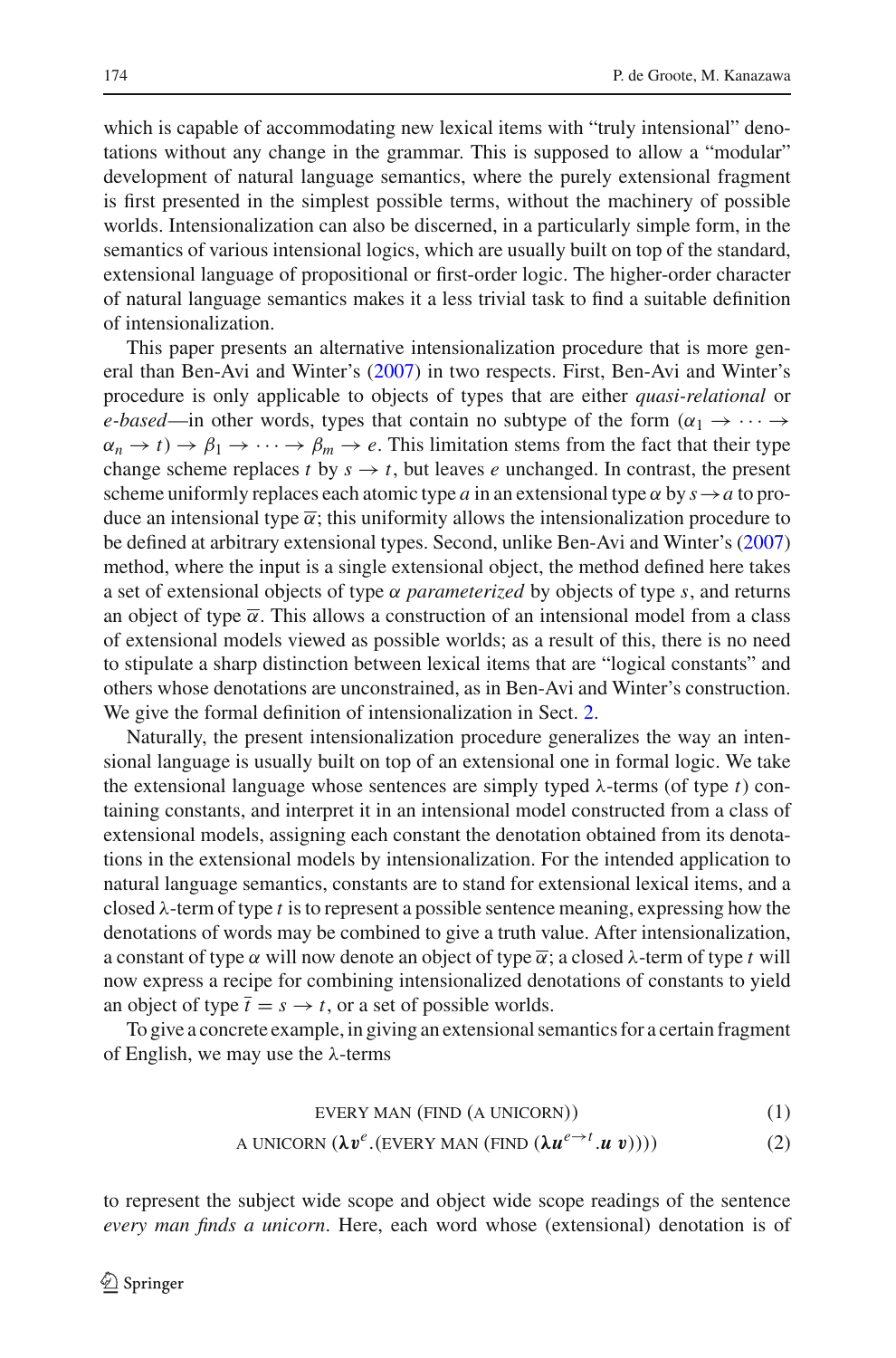which is capable of accommodating new lexical items with "truly intensional" denotations without any change in the grammar. This is supposed to allow a "modular" development of natural language semantics, where the purely extensional fragment is first presented in the simplest possible terms, without the machinery of possible worlds. Intensionalization can also be discerned, in a particularly simple form, in the semantics of various intensional logics, which are usually built on top of the standard, extensional language of propositional or first-order logic. The higher-order character of natural language semantics makes it a less trivial task to find a suitable definition of intensionalization.

This paper presents an alternative intensionalization procedure that is more general than Ben-Avi and Winter's (2007) in two respects. First, Ben-Avi and Winter's procedure is only applicable to objects of types that are either *quasi-relational* or *e-based*—in other words, types that contain no subtype of the form $(\alpha_1 \to \cdots \to \alpha_n \to t) \to \beta_1 \to \cdots \to \beta_m \to e$. This limitation stems from the fact that their type change scheme replaces $t$ by $s \to t$, but leaves $e$ unchanged. In contrast, the present scheme uniformly replaces each atomic type $a$ in an extensional type $\alpha$ by $s \to a$ to produce an intensional type $\overline{\alpha}$; this uniformity allows the intensionalization procedure to be defined at arbitrary extensional types. Second, unlike Ben-Avi and Winter's (2007) method, where the input is a single extensional object, the method defined here takes a set of extensional objects of type $\alpha$ *parameterized* by objects of type $s$, and returns an object of type $\overline{\alpha}$. This allows a construction of an intensional model from a class of extensional models viewed as possible worlds; as a result of this, there is no need to stipulate a sharp distinction between lexical items that are "logical constants" and others whose denotations are unconstrained, as in Ben-Avi and Winter's construction. We give the formal definition of intensionalization in Sect. 2.

Naturally, the present intensionalization procedure generalizes the way an intensional language is usually built on top of an extensional one in formal logic. We take the extensional language whose sentences are simply typed λ-terms (of type $t$) containing constants, and interpret it in an intensional model constructed from a class of extensional models, assigning each constant the denotation obtained from its denotations in the extensional models by intensionalization. For the intended application to natural language semantics, constants are to stand for extensional lexical items, and a closed λ-term of type $t$ is to represent a possible sentence meaning, expressing how the denotations of words may be combined to give a truth value. After intensionalization, a constant of type $\alpha$ will now denote an object of type $\overline{\alpha}$; a closed λ-term of type $t$ will now express a recipe for combining intensionalized denotations of constants to yield an object of type $\overline{t} = s \to t$, or a set of possible worlds.

To give a concrete example, in giving an extensional semantics for a certain fragment of English, we may use the λ-terms

$$\text{EVERY MAN (FIND (A UNICORN))} \tag{1}$$

$$\text{A UNICORN } (\boldsymbol{\lambda v}^{e}.(\text{EVERY MAN (FIND } (\boldsymbol{\lambda u}^{e \to t}.\boldsymbol{u}\ \boldsymbol{v})))) \tag{2}$$

to represent the subject wide scope and object wide scope readings of the sentence *every man finds a unicorn*. Here, each word whose (extensional) denotation is of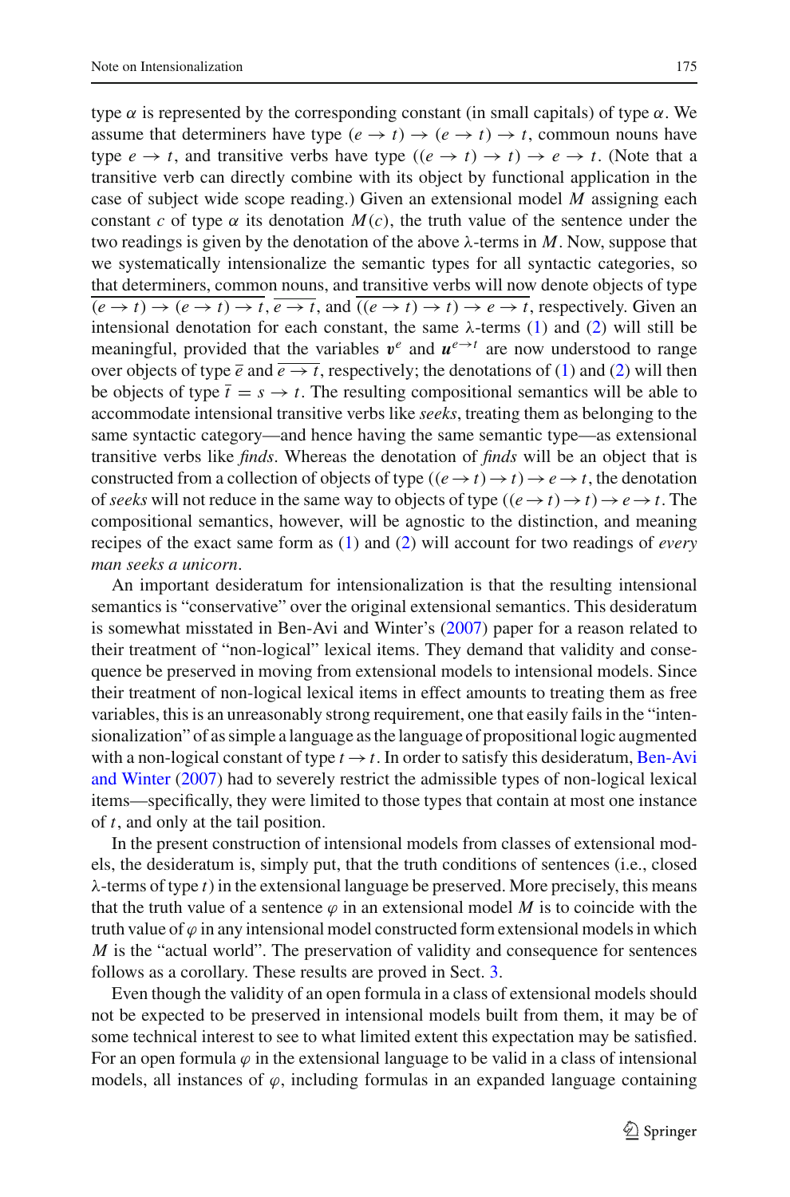type $\alpha$ is represented by the corresponding constant (in small capitals) of type $\alpha$. We assume that determiners have type $(e \to t) \to (e \to t) \to t$, commoun nouns have type $e \to t$, and transitive verbs have type $((e \to t) \to t) \to e \to t$. (Note that a transitive verb can directly combine with its object by functional application in the case of subject wide scope reading.) Given an extensional model $M$ assigning each constant $c$ of type $\alpha$ its denotation $M(c)$, the truth value of the sentence under the two readings is given by the denotation of the above λ-terms in $M$. Now, suppose that we systematically intensionalize the semantic types for all syntactic categories, so that determiners, common nouns, and transitive verbs will now denote objects of type $\overline{(e \to t) \to (e \to t) \to t}$, $\overline{e \to t}$, and $\overline{((e \to t) \to t) \to e \to t}$, respectively. Given an intensional denotation for each constant, the same λ-terms (1) and (2) will still be meaningful, provided that the variables $\boldsymbol{v}^e$ and $\boldsymbol{u}^{e \to t}$ are now understood to range over objects of type $\overline{e}$ and $\overline{e \to t}$, respectively; the denotations of (1) and (2) will then be objects of type $\overline{t} = s \to t$. The resulting compositional semantics will be able to accommodate intensional transitive verbs like *seeks*, treating them as belonging to the same syntactic category—and hence having the same semantic type—as extensional transitive verbs like *finds*. Whereas the denotation of *finds* will be an object that is constructed from a collection of objects of type $((e \to t) \to t) \to e \to t$, the denotation of *seeks* will not reduce in the same way to objects of type $((e \to t) \to t) \to e \to t$. The compositional semantics, however, will be agnostic to the distinction, and meaning recipes of the exact same form as (1) and (2) will account for two readings of *every man seeks a unicorn*.

An important desideratum for intensionalization is that the resulting intensional semantics is "conservative" over the original extensional semantics. This desideratum is somewhat misstated in Ben-Avi and Winter's (2007) paper for a reason related to their treatment of "non-logical" lexical items. They demand that validity and consequence be preserved in moving from extensional models to intensional models. Since their treatment of non-logical lexical items in effect amounts to treating them as free variables, this is an unreasonably strong requirement, one that easily fails in the "intensionalization" of as simple a language as the language of propositional logic augmented with a non-logical constant of type $t \to t$. In order to satisfy this desideratum, Ben-Avi and Winter (2007) had to severely restrict the admissible types of non-logical lexical items—specifically, they were limited to those types that contain at most one instance of $t$, and only at the tail position.

In the present construction of intensional models from classes of extensional models, the desideratum is, simply put, that the truth conditions of sentences (i.e., closed λ-terms of type $t$) in the extensional language be preserved. More precisely, this means that the truth value of a sentence $\varphi$ in an extensional model $M$ is to coincide with the truth value of $\varphi$ in any intensional model constructed form extensional models in which $M$ is the "actual world". The preservation of validity and consequence for sentences follows as a corollary. These results are proved in Sect. 3.

Even though the validity of an open formula in a class of extensional models should not be expected to be preserved in intensional models built from them, it may be of some technical interest to see to what limited extent this expectation may be satisfied. For an open formula $\varphi$ in the extensional language to be valid in a class of intensional models, all instances of $\varphi$, including formulas in an expanded language containing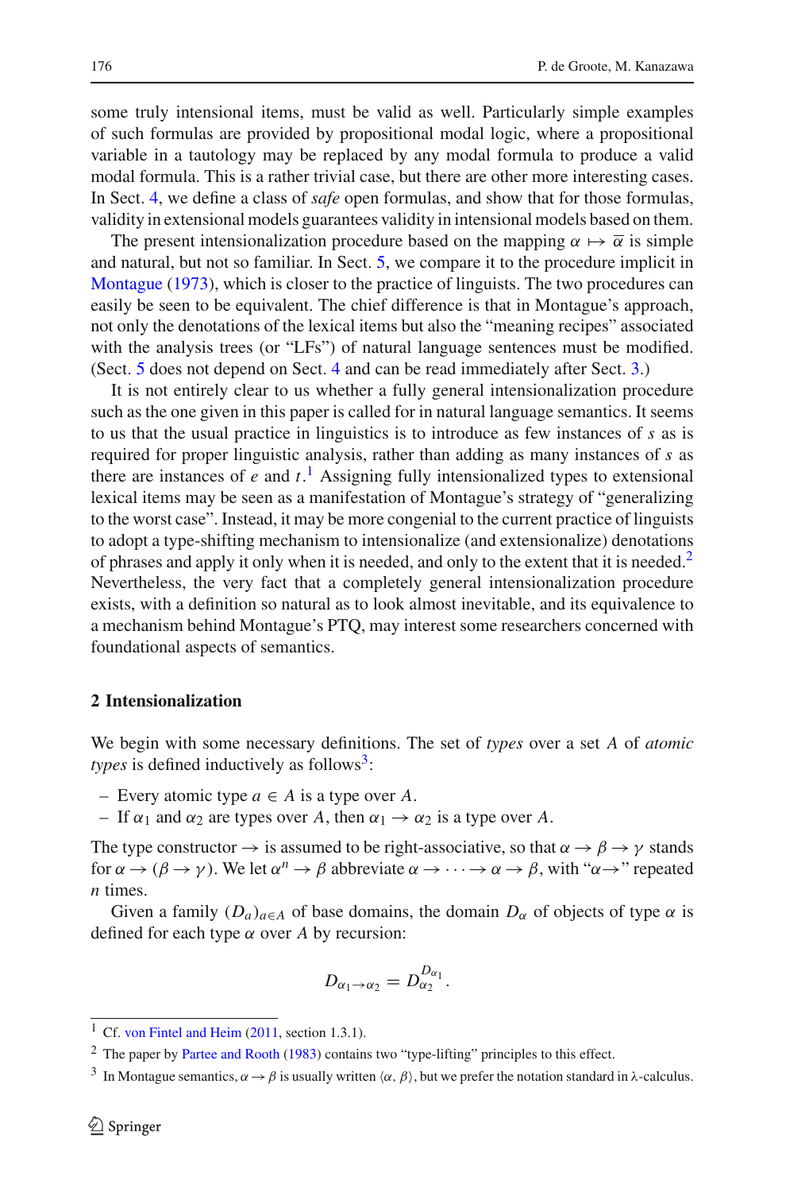some truly intensional items, must be valid as well. Particularly simple examples of such formulas are provided by propositional modal logic, where a propositional variable in a tautology may be replaced by any modal formula to produce a valid modal formula. This is a rather trivial case, but there are other more interesting cases. In Sect. 4, we define a class of *safe* open formulas, and show that for those formulas, validity in extensional models guarantees validity in intensional models based on them.

The present intensionalization procedure based on the mapping $\alpha \mapsto \overline{\alpha}$ is simple and natural, but not so familiar. In Sect. 5, we compare it to the procedure implicit in Montague (1973), which is closer to the practice of linguists. The two procedures can easily be seen to be equivalent. The chief difference is that in Montague's approach, not only the denotations of the lexical items but also the "meaning recipes" associated with the analysis trees (or "LFs") of natural language sentences must be modified. (Sect. 5 does not depend on Sect. 4 and can be read immediately after Sect. 3.)

It is not entirely clear to us whether a fully general intensionalization procedure such as the one given in this paper is called for in natural language semantics. It seems to us that the usual practice in linguistics is to introduce as few instances of $s$ as is required for proper linguistic analysis, rather than adding as many instances of $s$ as there are instances of $e$ and $t$.[1] Assigning fully intensionalized types to extensional lexical items may be seen as a manifestation of Montague's strategy of "generalizing to the worst case". Instead, it may be more congenial to the current practice of linguists to adopt a type-shifting mechanism to intensionalize (and extensionalize) denotations of phrases and apply it only when it is needed, and only to the extent that it is needed.[2] Nevertheless, the very fact that a completely general intensionalization procedure exists, with a definition so natural as to look almost inevitable, and its equivalence to a mechanism behind Montague's PTQ, may interest some researchers concerned with foundational aspects of semantics.

## 2 Intensionalization

We begin with some necessary definitions. The set of *types* over a set $A$ of *atomic types* is defined inductively as follows[3]:

- Every atomic type $a \in A$ is a type over $A$.
- If $\alpha_1$ and $\alpha_2$ are types over $A$, then $\alpha_1 \to \alpha_2$ is a type over $A$.

The type constructor $\to$ is assumed to be right-associative, so that $\alpha \to \beta \to \gamma$ stands for $\alpha \to (\beta \to \gamma)$. We let $\alpha^n \to \beta$ abbreviate $\alpha \to \cdots \to \alpha \to \beta$, with "$\alpha\to$" repeated $n$ times.

Given a family $(D_a)_{a\in A}$ of base domains, the domain $D_\alpha$ of objects of type $\alpha$ is defined for each type $\alpha$ over $A$ by recursion:

$$D_{\alpha_1 \to \alpha_2} = D_{\alpha_2}^{D_{\alpha_1}}.$$

---

[1] Cf. von Fintel and Heim (2011, section 1.3.1).

[2] The paper by Partee and Rooth (1983) contains two "type-lifting" principles to this effect.

[3] In Montague semantics, $\alpha \to \beta$ is usually written $\langle \alpha, \beta \rangle$, but we prefer the notation standard in λ-calculus.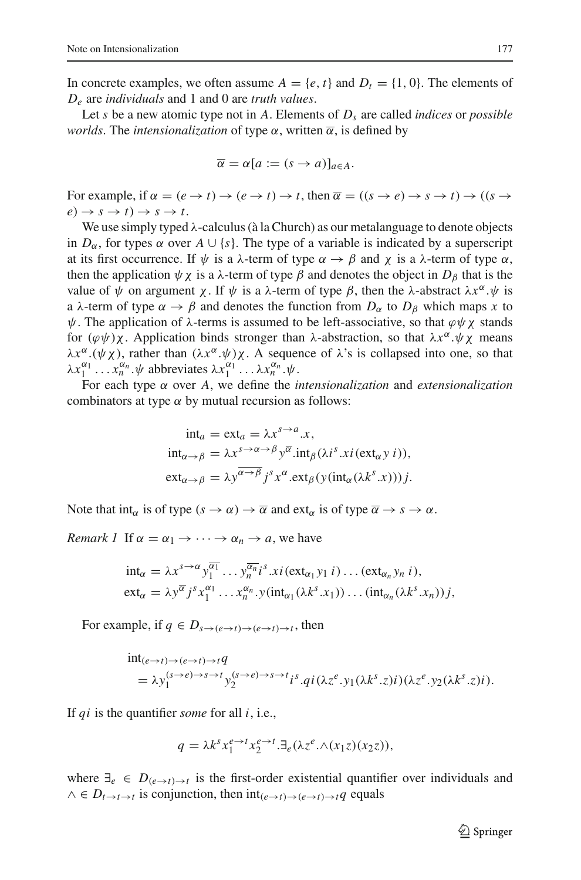In concrete examples, we often assume $A = \{e, t\}$ and $D_t = \{1, 0\}$. The elements of $D_e$ are *individuals* and 1 and 0 are *truth values*.

Let $s$ be a new atomic type not in $A$. Elements of $D_s$ are called *indices* or *possible worlds*. The *intensionalization* of type $\alpha$, written $\overline{\alpha}$, is defined by

$$\overline{\alpha} = \alpha[a := (s \to a)]_{a \in A}.$$

For example, if $\alpha = (e \to t) \to (e \to t) \to t$, then $\overline{\alpha} = ((s \to e) \to s \to t) \to ((s \to e) \to s \to t) \to s \to t$.

We use simply typed λ-calculus (à la Church) as our metalanguage to denote objects in $D_\alpha$, for types $\alpha$ over $A \cup \{s\}$. The type of a variable is indicated by a superscript at its first occurrence. If $\psi$ is a λ-term of type $\alpha \to \beta$ and $\chi$ is a λ-term of type $\alpha$, then the application $\psi\chi$ is a λ-term of type $\beta$ and denotes the object in $D_\beta$ that is the value of $\psi$ on argument $\chi$. If $\psi$ is a λ-term of type $\beta$, then the λ-abstract $\lambda x^\alpha.\psi$ is a λ-term of type $\alpha \to \beta$ and denotes the function from $D_\alpha$ to $D_\beta$ which maps $x$ to $\psi$. The application of λ-terms is assumed to be left-associative, so that $\varphi\psi\chi$ stands for $(\varphi\psi)\chi$. Application binds stronger than λ-abstraction, so that $\lambda x^\alpha.\psi\chi$ means $\lambda x^\alpha.(\psi\chi)$, rather than $(\lambda x^\alpha.\psi)\chi$. A sequence of λ's is collapsed into one, so that $\lambda x_1^{\alpha_1} \dots x_n^{\alpha_n}.\psi$ abbreviates $\lambda x_1^{\alpha_1} \dots \lambda x_n^{\alpha_n}.\psi$.

For each type $\alpha$ over $A$, we define the *intensionalization* and *extensionalization* combinators at type $\alpha$ by mutual recursion as follows:

$$\begin{aligned}
\mathrm{int}_a = \mathrm{ext}_a &= \lambda x^{s \to a}.x, \\
\mathrm{int}_{\alpha \to \beta} &= \lambda x^{s \to \alpha \to \beta} y^{\overline{\alpha}}.\mathrm{int}_\beta(\lambda i^s.xi(\mathrm{ext}_\alpha y\, i)), \\
\mathrm{ext}_{\alpha \to \beta} &= \lambda y^{\overline{\alpha \to \beta}} j^s x^\alpha.\mathrm{ext}_\beta(y(\mathrm{int}_\alpha(\lambda k^s.x)))j.
\end{aligned}$$

Note that $\mathrm{int}_\alpha$ is of type $(s \to \alpha) \to \overline{\alpha}$ and $\mathrm{ext}_\alpha$ is of type $\overline{\alpha} \to s \to \alpha$.

*Remark 1* If $\alpha = \alpha_1 \to \dots \to \alpha_n \to a$, we have

$$\begin{aligned}
\mathrm{int}_\alpha &= \lambda x^{s \to \alpha} y_1^{\overline{\alpha_1}} \dots y_n^{\overline{\alpha_n}} i^s.xi(\mathrm{ext}_{\alpha_1} y_1\, i) \dots (\mathrm{ext}_{\alpha_n} y_n\, i), \\
\mathrm{ext}_\alpha &= \lambda y^{\overline{\alpha}} j^s x_1^{\alpha_1} \dots x_n^{\alpha_n}.y(\mathrm{int}_{\alpha_1}(\lambda k^s.x_1)) \dots (\mathrm{int}_{\alpha_n}(\lambda k^s.x_n))j,
\end{aligned}$$

For example, if $q \in D_{s \to (e \to t) \to (e \to t) \to t}$, then

$$\begin{aligned}
&\mathrm{int}_{(e \to t) \to (e \to t) \to t}\, q \\
&\quad = \lambda y_1^{(s \to e) \to s \to t} y_2^{(s \to e) \to s \to t} i^s.qi(\lambda z^e.y_1(\lambda k^s.z)i)(\lambda z^e.y_2(\lambda k^s.z)i).
\end{aligned}$$

If $qi$ is the quantifier *some* for all $i$, i.e.,

$$q = \lambda k^s x_1^{e \to t} x_2^{e \to t}.\exists_e(\lambda z^e.\wedge(x_1 z)(x_2 z)),$$

where $\exists_e \in D_{(e \to t) \to t}$ is the first-order existential quantifier over individuals and $\wedge \in D_{t \to t \to t}$ is conjunction, then $\mathrm{int}_{(e \to t) \to (e \to t) \to t}\, q$ equals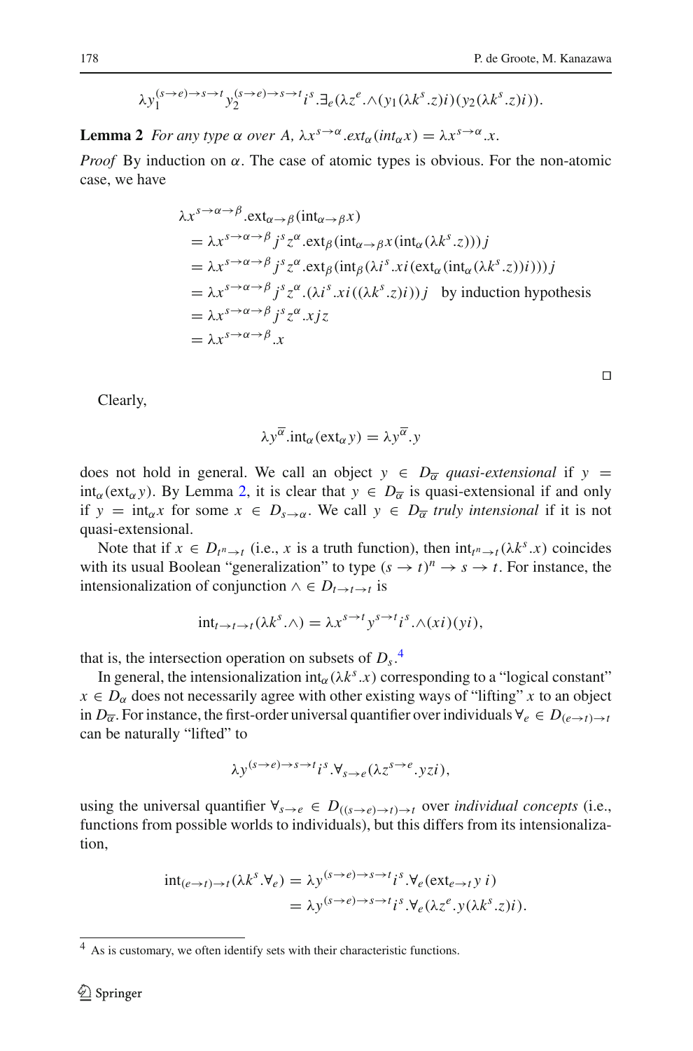$$\lambda y_1^{(s\to e)\to s\to t} y_2^{(s\to e)\to s\to t} i^s.\exists_e(\lambda z^e.\wedge(y_1(\lambda k^s.z)i)(y_2(\lambda k^s.z)i)).$$

**Lemma 2** *For any type $\alpha$ over $A$, $\lambda x^{s\to\alpha}.ext_\alpha(int_\alpha x) = \lambda x^{s\to\alpha}.x$.*

*Proof* By induction on $\alpha$. The case of atomic types is obvious. For the non-atomic case, we have

$$\begin{aligned}
&\lambda x^{s\to\alpha\to\beta}.\text{ext}_{\alpha\to\beta}(\text{int}_{\alpha\to\beta}x)\\
&= \lambda x^{s\to\alpha\to\beta} j^s z^\alpha.\text{ext}_\beta(\text{int}_{\alpha\to\beta}x(\text{int}_\alpha(\lambda k^s.z)))j\\
&= \lambda x^{s\to\alpha\to\beta} j^s z^\alpha.\text{ext}_\beta(\text{int}_\beta(\lambda i^s.xi(\text{ext}_\alpha(\text{int}_\alpha(\lambda k^s.z))i)))j\\
&= \lambda x^{s\to\alpha\to\beta} j^s z^\alpha.(\lambda i^s.xi((\lambda k^s.z)i))j \quad \text{by induction hypothesis}\\
&= \lambda x^{s\to\alpha\to\beta} j^s z^\alpha.xjz\\
&= \lambda x^{s\to\alpha\to\beta}.x
\end{aligned}$$

□

Clearly,

$$\lambda y^{\overline{\alpha}}.\text{int}_\alpha(\text{ext}_\alpha y) = \lambda y^{\overline{\alpha}}.y$$

does not hold in general. We call an object $y \in D_{\overline{\alpha}}$ *quasi-extensional* if $y = \text{int}_\alpha(\text{ext}_\alpha y)$. By Lemma 2, it is clear that $y \in D_{\overline{\alpha}}$ is quasi-extensional if and only if $y = \text{int}_\alpha x$ for some $x \in D_{s\to\alpha}$. We call $y \in D_{\overline{\alpha}}$ *truly intensional* if it is not quasi-extensional.

Note that if $x \in D_{t^n\to t}$ (i.e., $x$ is a truth function), then $\text{int}_{t^n\to t}(\lambda k^s.x)$ coincides with its usual Boolean "generalization" to type $(s\to t)^n \to s\to t$. For instance, the intensionalization of conjunction $\wedge \in D_{t\to t\to t}$ is

$$\text{int}_{t\to t\to t}(\lambda k^s.\wedge) = \lambda x^{s\to t} y^{s\to t} i^s.\wedge(xi)(yi),$$

that is, the intersection operation on subsets of $D_s$.[4]

In general, the intensionalization $\text{int}_\alpha(\lambda k^s.x)$ corresponding to a "logical constant" $x \in D_\alpha$ does not necessarily agree with other existing ways of "lifting" $x$ to an object in $D_{\overline{\alpha}}$. For instance, the first-order universal quantifier over individuals $\forall_e \in D_{(e\to t)\to t}$ can be naturally "lifted" to

$$\lambda y^{(s\to e)\to s\to t} i^s.\forall_{s\to e}(\lambda z^{s\to e}.yzi),$$

using the universal quantifier $\forall_{s\to e} \in D_{((s\to e)\to t)\to t}$ over *individual concepts* (i.e., functions from possible worlds to individuals), but this differs from its intensionalization,

$$\begin{aligned}
\text{int}_{(e\to t)\to t}(\lambda k^s.\forall_e) &= \lambda y^{(s\to e)\to s\to t} i^s.\forall_e(\text{ext}_{e\to t}\, y\, i)\\
&= \lambda y^{(s\to e)\to s\to t} i^s.\forall_e(\lambda z^e.y(\lambda k^s.z)i).
\end{aligned}$$

[4] As is customary, we often identify sets with their characteristic functions.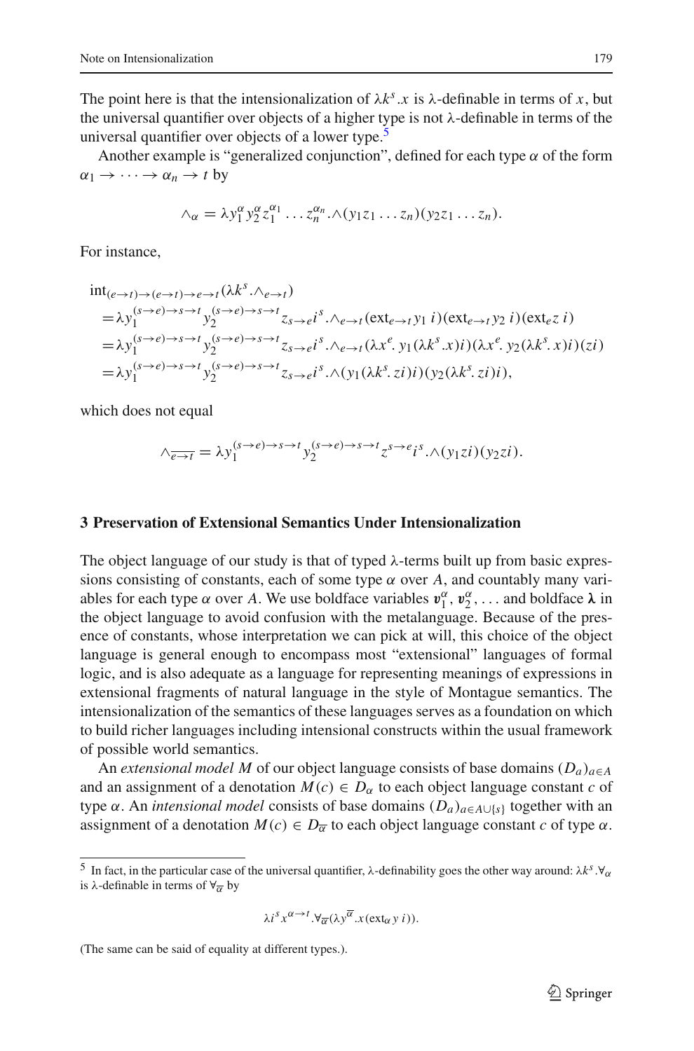The point here is that the intensionalization of $\lambda k^s.x$ is λ-definable in terms of $x$, but the universal quantifier over objects of a higher type is not λ-definable in terms of the universal quantifier over objects of a lower type.[5]

Another example is "generalized conjunction", defined for each type $\alpha$ of the form $\alpha_1 \to \cdots \to \alpha_n \to t$ by

$$\wedge_\alpha = \lambda y_1^\alpha y_2^\alpha z_1^{\alpha_1} \ldots z_n^{\alpha_n}.\wedge(y_1 z_1 \ldots z_n)(y_2 z_1 \ldots z_n).$$

For instance,

$$\begin{aligned}
&\mathrm{int}_{(e\to t)\to(e\to t)\to e\to t}(\lambda k^s.\wedge_{e\to t}) \\
&= \lambda y_1^{(s\to e)\to s\to t} y_2^{(s\to e)\to s\to t} z_{s\to e} i^s.\wedge_{e\to t}(\mathrm{ext}_{e\to t}\, y_1\, i)(\mathrm{ext}_{e\to t}\, y_2\, i)(\mathrm{ext}_e z\, i) \\
&= \lambda y_1^{(s\to e)\to s\to t} y_2^{(s\to e)\to s\to t} z_{s\to e} i^s.\wedge_{e\to t}(\lambda x^e.\, y_1(\lambda k^s.x)i)(\lambda x^e.\, y_2(\lambda k^s.\, x)i)(zi) \\
&= \lambda y_1^{(s\to e)\to s\to t} y_2^{(s\to e)\to s\to t} z_{s\to e} i^s.\wedge(y_1(\lambda k^s.\, zi)i)(y_2(\lambda k^s.\, zi)i),
\end{aligned}$$

which does not equal

$$\wedge_{\overline{e\to t}} = \lambda y_1^{(s\to e)\to s\to t} y_2^{(s\to e)\to s\to t} z^{s\to e} i^s.\wedge(y_1 z i)(y_2 z i).$$

## 3 Preservation of Extensional Semantics Under Intensionalization

The object language of our study is that of typed λ-terms built up from basic expressions consisting of constants, each of some type $\alpha$ over $A$, and countably many variables for each type $\alpha$ over $A$. We use boldface variables $\boldsymbol{v}_1^\alpha, \boldsymbol{v}_2^\alpha, \ldots$ and boldface $\boldsymbol{\lambda}$ in the object language to avoid confusion with the metalanguage. Because of the presence of constants, whose interpretation we can pick at will, this choice of the object language is general enough to encompass most "extensional" languages of formal logic, and is also adequate as a language for representing meanings of expressions in extensional fragments of natural language in the style of Montague semantics. The intensionalization of the semantics of these languages serves as a foundation on which to build richer languages including intensional constructs within the usual framework of possible world semantics.

An *extensional model* $M$ of our object language consists of base domains $(D_a)_{a\in A}$ and an assignment of a denotation $M(c) \in D_\alpha$ to each object language constant $c$ of type $\alpha$. An *intensional model* consists of base domains $(D_a)_{a\in A\cup\{s\}}$ together with an assignment of a denotation $M(c) \in D_{\overline{\alpha}}$ to each object language constant $c$ of type $\alpha$.

[5] In fact, in the particular case of the universal quantifier, λ-definability goes the other way around: $\lambda k^s.\forall_\alpha$ is λ-definable in terms of $\forall_{\overline{\alpha}}$ by

$$\lambda i^s x^{\alpha\to t}.\forall_{\overline{\alpha}}(\lambda y^{\overline{\alpha}}.x(\mathrm{ext}_\alpha\, y\, i)).$$

(The same can be said of equality at different types.).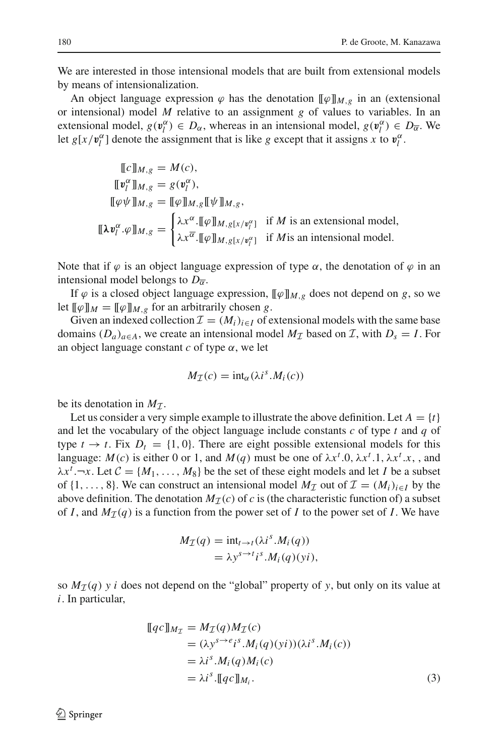We are interested in those intensional models that are built from extensional models by means of intensionalization.

An object language expression $\varphi$ has the denotation $[\![\varphi]\!]_{M,g}$ in an (extensional or intensional) model $M$ relative to an assignment $g$ of values to variables. In an extensional model, $g(\boldsymbol{v}_l^\alpha) \in D_\alpha$, whereas in an intensional model, $g(\boldsymbol{v}_l^\alpha) \in D_{\overline{\alpha}}$. We let $g[x/\boldsymbol{v}_l^\alpha]$ denote the assignment that is like $g$ except that it assigns $x$ to $\boldsymbol{v}_l^\alpha$.

$$
\begin{aligned}
[\![c]\!]_{M,g} &= M(c),\\
[\![\boldsymbol{v}_l^\alpha]\!]_{M,g} &= g(\boldsymbol{v}_l^\alpha),\\
[\![\varphi\psi]\!]_{M,g} &= [\![\varphi]\!]_{M,g}[\![\psi]\!]_{M,g},\\
[\![\boldsymbol{\lambda} \boldsymbol{v}_l^\alpha.\varphi]\!]_{M,g} &= \begin{cases} \lambda x^\alpha.[\![\varphi]\!]_{M,g[x/\boldsymbol{v}_l^\alpha]} & \text{if } M \text{ is an extensional model,}\\ \lambda x^{\overline{\alpha}}.[\![\varphi]\!]_{M,g[x/\boldsymbol{v}_l^\alpha]} & \text{if } M \text{is an intensional model.}\end{cases}
\end{aligned}
$$

Note that if $\varphi$ is an object language expression of type $\alpha$, the denotation of $\varphi$ in an intensional model belongs to $D_{\overline{\alpha}}$.

If $\varphi$ is a closed object language expression, $[\![\varphi]\!]_{M,g}$ does not depend on $g$, so we let $[\![\varphi]\!]_M = [\![\varphi]\!]_{M,g}$ for an arbitrarily chosen $g$.

Given an indexed collection $\mathcal{I} = (M_i)_{i \in I}$ of extensional models with the same base domains $(D_a)_{a \in A}$, we create an intensional model $M_{\mathcal{I}}$ based on $\mathcal{I}$, with $D_s = I$. For an object language constant $c$ of type $\alpha$, we let

$$
M_{\mathcal{I}}(c) = \mathrm{int}_\alpha(\lambda i^s.M_i(c))
$$

be its denotation in $M_{\mathcal{I}}$.

Let us consider a very simple example to illustrate the above definition. Let $A = \{t\}$ and let the vocabulary of the object language include constants $c$ of type $t$ and $q$ of type $t \to t$. Fix $D_t = \{1, 0\}$. There are eight possible extensional models for this language: $M(c)$ is either 0 or 1, and $M(q)$ must be one of $\lambda x^t.0$, $\lambda x^t.1$, $\lambda x^t.x$, , and $\lambda x^t.\neg x$. Let $\mathcal{C} = \{M_1, \ldots, M_8\}$ be the set of these eight models and let $I$ be a subset of $\{1, \ldots, 8\}$. We can construct an intensional model $M_{\mathcal{I}}$ out of $\mathcal{I} = (M_i)_{i \in I}$ by the above definition. The denotation $M_{\mathcal{I}}(c)$ of $c$ is (the characteristic function of) a subset of $I$, and $M_{\mathcal{I}}(q)$ is a function from the power set of $I$ to the power set of $I$. We have

$$
\begin{aligned}
M_{\mathcal{I}}(q) &= \mathrm{int}_{t \to t}(\lambda i^s.M_i(q))\\
&= \lambda y^{s \to t} i^s.M_i(q)(yi),
\end{aligned}
$$

so $M_{\mathcal{I}}(q)\ y\ i$ does not depend on the "global" property of $y$, but only on its value at $i$. In particular,

$$
\begin{aligned}
[\![qc]\!]_{M_{\mathcal{I}}} &= M_{\mathcal{I}}(q)M_{\mathcal{I}}(c)\\
&= (\lambda y^{s \to e} i^s.M_i(q)(yi))(\lambda i^s.M_i(c))\\
&= \lambda i^s.M_i(q)M_i(c)\\
&= \lambda i^s.[\![qc]\!]_{M_i}.
\end{aligned}
\tag{3}
$$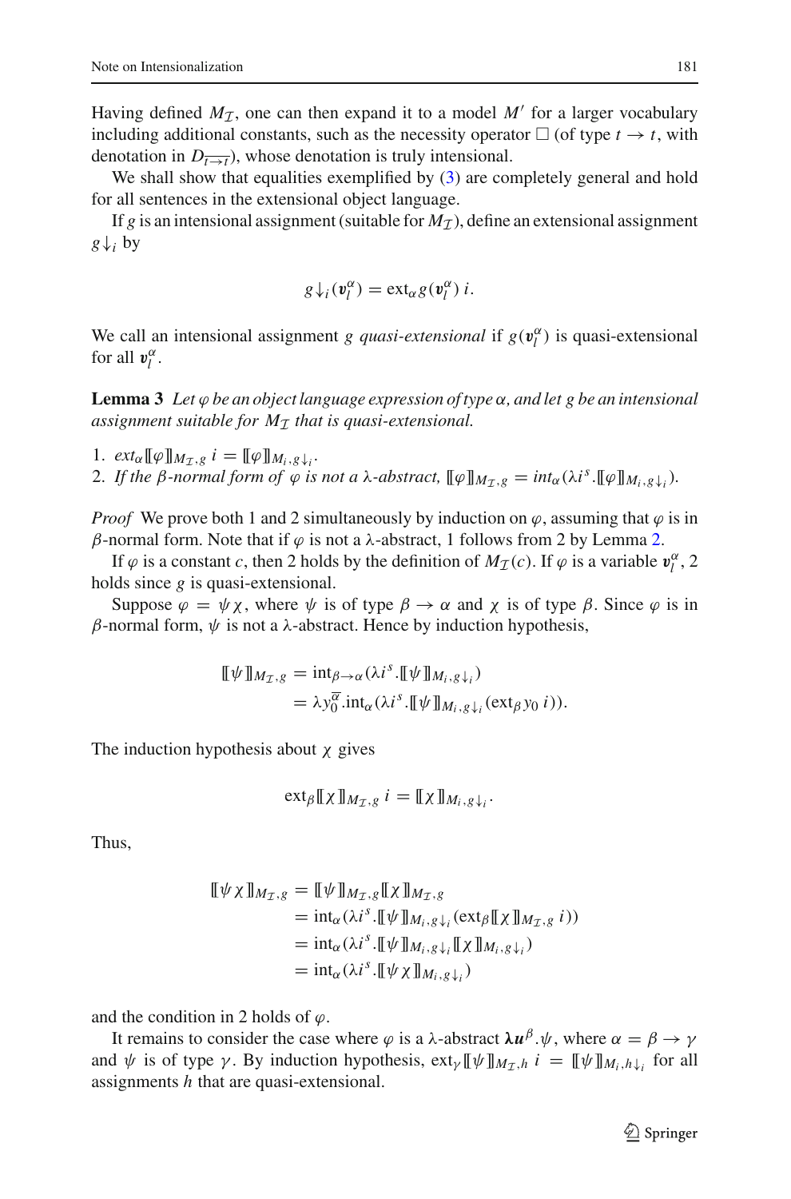Having defined $M_{\mathcal{I}}$, one can then expand it to a model $M'$ for a larger vocabulary including additional constants, such as the necessity operator $\Box$ (of type $t \to t$, with denotation in $D_{\overrightarrow{t \to t}}$), whose denotation is truly intensional.

We shall show that equalities exemplified by (3) are completely general and hold for all sentences in the extensional object language.

If $g$ is an intensional assignment (suitable for $M_{\mathcal{I}}$), define an extensional assignment $g{\downarrow_i}$ by

$$g{\downarrow_i}(\boldsymbol{v}_l^{\alpha}) = \text{ext}_{\alpha}\, g(\boldsymbol{v}_l^{\alpha})\; i.$$

We call an intensional assignment $g$ *quasi-extensional* if $g(\boldsymbol{v}_l^{\alpha})$ is quasi-extensional for all $\boldsymbol{v}_l^{\alpha}$.

**Lemma 3** *Let $\varphi$ be an object language expression of type $\alpha$, and let $g$ be an intensional assignment suitable for $M_{\mathcal{I}}$ that is quasi-extensional.*

1. $\mathit{ext}_{\alpha}[\![\varphi]\!]_{M_{\mathcal{I}},g}\; i = [\![\varphi]\!]_{M_i, g{\downarrow_i}}$.
2. *If the $\beta$-normal form of $\varphi$ is not a $\lambda$-abstract,* $[\![\varphi]\!]_{M_{\mathcal{I}},g} = \mathit{int}_{\alpha}(\lambda i^s.[\![\varphi]\!]_{M_i, g{\downarrow_i}})$.

*Proof* We prove both 1 and 2 simultaneously by induction on $\varphi$, assuming that $\varphi$ is in $\beta$-normal form. Note that if $\varphi$ is not a $\lambda$-abstract, 1 follows from 2 by Lemma 2.

If $\varphi$ is a constant $c$, then 2 holds by the definition of $M_{\mathcal{I}}(c)$. If $\varphi$ is a variable $\boldsymbol{v}_l^{\alpha}$, 2 holds since $g$ is quasi-extensional.

Suppose $\varphi = \psi\chi$, where $\psi$ is of type $\beta \to \alpha$ and $\chi$ is of type $\beta$. Since $\varphi$ is in $\beta$-normal form, $\psi$ is not a $\lambda$-abstract. Hence by induction hypothesis,

$$\begin{aligned}
[\![\psi]\!]_{M_{\mathcal{I}},g} &= \text{int}_{\beta\to\alpha}(\lambda i^s.[\![\psi]\!]_{M_i, g{\downarrow_i}}) \\
&= \lambda y_0^{\overline{\alpha}}.\text{int}_{\alpha}(\lambda i^s.[\![\psi]\!]_{M_i, g{\downarrow_i}}(\text{ext}_{\beta}\, y_0\; i)).
\end{aligned}$$

The induction hypothesis about $\chi$ gives

$$\text{ext}_{\beta}[\![\chi]\!]_{M_{\mathcal{I}},g}\; i = [\![\chi]\!]_{M_i, g{\downarrow_i}}.$$

Thus,

$$\begin{aligned}
[\![\psi\chi]\!]_{M_{\mathcal{I}},g} &= [\![\psi]\!]_{M_{\mathcal{I}},g}[\![\chi]\!]_{M_{\mathcal{I}},g} \\
&= \text{int}_{\alpha}(\lambda i^s.[\![\psi]\!]_{M_i, g{\downarrow_i}}(\text{ext}_{\beta}[\![\chi]\!]_{M_{\mathcal{I}},g}\; i)) \\
&= \text{int}_{\alpha}(\lambda i^s.[\![\psi]\!]_{M_i, g{\downarrow_i}}[\![\chi]\!]_{M_i, g{\downarrow_i}}) \\
&= \text{int}_{\alpha}(\lambda i^s.[\![\psi\chi]\!]_{M_i, g{\downarrow_i}})
\end{aligned}$$

and the condition in 2 holds of $\varphi$.

It remains to consider the case where $\varphi$ is a $\lambda$-abstract $\boldsymbol{\lambda u}^{\beta}.\psi$, where $\alpha = \beta \to \gamma$ and $\psi$ is of type $\gamma$. By induction hypothesis, $\text{ext}_{\gamma}[\![\psi]\!]_{M_{\mathcal{I}},h}\; i = [\![\psi]\!]_{M_i, h{\downarrow_i}}$ for all assignments $h$ that are quasi-extensional.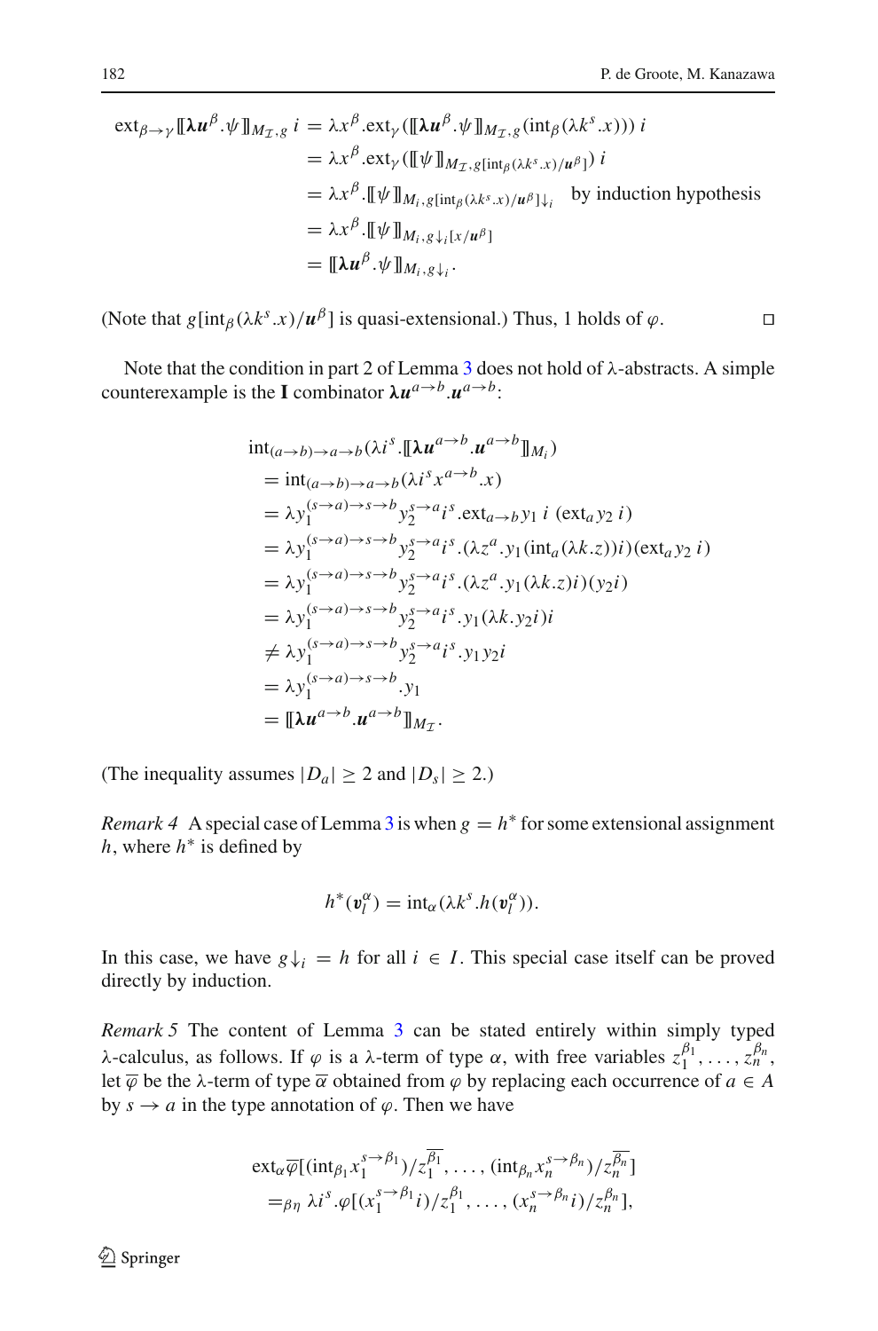$$
\begin{aligned}
\mathrm{ext}_{\beta\to\gamma}[\![\boldsymbol{\lambda u}^{\beta}.\psi]\!]_{M_{\mathcal{I}},g}\ i &= \lambda x^{\beta}.\mathrm{ext}_{\gamma}([\![\boldsymbol{\lambda u}^{\beta}.\psi]\!]_{M_{\mathcal{I}},g}(\mathrm{int}_{\beta}(\lambda k^{s}.x)))\ i \\
&= \lambda x^{\beta}.\mathrm{ext}_{\gamma}([\![\psi]\!]_{M_{\mathcal{I}},g[\mathrm{int}_{\beta}(\lambda k^{s}.x)/\boldsymbol{u}^{\beta}]})\ i \\
&= \lambda x^{\beta}.[\![\psi]\!]_{M_i,g[\mathrm{int}_{\beta}(\lambda k^{s}.x)/\boldsymbol{u}^{\beta}]\downarrow_i} \quad \text{by induction hypothesis} \\
&= \lambda x^{\beta}.[\![\psi]\!]_{M_i,g\downarrow_i[x/\boldsymbol{u}^{\beta}]} \\
&= [\![\boldsymbol{\lambda u}^{\beta}.\psi]\!]_{M_i,g\downarrow_i}.
\end{aligned}
$$

(Note that $g[\mathrm{int}_{\beta}(\lambda k^{s}.x)/\boldsymbol{u}^{\beta}]$ is quasi-extensional.) Thus, 1 holds of $\varphi$. □

Note that the condition in part 2 of Lemma 3 does not hold of λ-abstracts. A simple counterexample is the **I** combinator $\boldsymbol{\lambda u}^{a\to b}.\boldsymbol{u}^{a\to b}$:

$$
\begin{aligned}
&\mathrm{int}_{(a\to b)\to a\to b}(\lambda i^{s}.[\![\boldsymbol{\lambda u}^{a\to b}.\boldsymbol{u}^{a\to b}]\!]_{M_i}) \\
&\quad = \mathrm{int}_{(a\to b)\to a\to b}(\lambda i^{s}x^{a\to b}.x) \\
&\quad = \lambda y_1^{(s\to a)\to s\to b}y_2^{s\to a}i^{s}.\mathrm{ext}_{a\to b}y_1\ i\ (\mathrm{ext}_a y_2\ i) \\
&\quad = \lambda y_1^{(s\to a)\to s\to b}y_2^{s\to a}i^{s}.(\lambda z^{a}.y_1(\mathrm{int}_a(\lambda k.z))i)(\mathrm{ext}_a y_2\ i) \\
&\quad = \lambda y_1^{(s\to a)\to s\to b}y_2^{s\to a}i^{s}.(\lambda z^{a}.y_1(\lambda k.z)i)(y_2 i) \\
&\quad = \lambda y_1^{(s\to a)\to s\to b}y_2^{s\to a}i^{s}.y_1(\lambda k.y_2 i)i \\
&\quad \neq \lambda y_1^{(s\to a)\to s\to b}y_2^{s\to a}i^{s}.y_1 y_2 i \\
&\quad = \lambda y_1^{(s\to a)\to s\to b}.y_1 \\
&\quad = [\![\boldsymbol{\lambda u}^{a\to b}.\boldsymbol{u}^{a\to b}]\!]_{M_{\mathcal{I}}}.
\end{aligned}
$$

(The inequality assumes $|D_a| \geq 2$ and $|D_s| \geq 2$.)

*Remark 4* A special case of Lemma 3 is when $g = h^*$ for some extensional assignment $h$, where $h^*$ is defined by

$$
h^*(\boldsymbol{v}_l^{\alpha}) = \mathrm{int}_{\alpha}(\lambda k^{s}.h(\boldsymbol{v}_l^{\alpha})).
$$

In this case, we have $g\downarrow_i = h$ for all $i \in I$. This special case itself can be proved directly by induction.

*Remark 5* The content of Lemma 3 can be stated entirely within simply typed λ-calculus, as follows. If $\varphi$ is a λ-term of type $\alpha$, with free variables $z_1^{\beta_1}, \ldots, z_n^{\beta_n}$, let $\overline{\varphi}$ be the λ-term of type $\overline{\alpha}$ obtained from $\varphi$ by replacing each occurrence of $a \in A$ by $s \to a$ in the type annotation of $\varphi$. Then we have

$$
\begin{aligned}
&\mathrm{ext}_{\alpha}\overline{\varphi}[(\mathrm{int}_{\beta_1}x_1^{s\to\beta_1})/z_1^{\overline{\beta_1}}, \ldots, (\mathrm{int}_{\beta_n}x_n^{s\to\beta_n})/z_n^{\overline{\beta_n}}] \\
&\quad =_{\beta\eta} \lambda i^{s}.\varphi[(x_1^{s\to\beta_1}i)/z_1^{\beta_1}, \ldots, (x_n^{s\to\beta_n}i)/z_n^{\beta_n}],
\end{aligned}
$$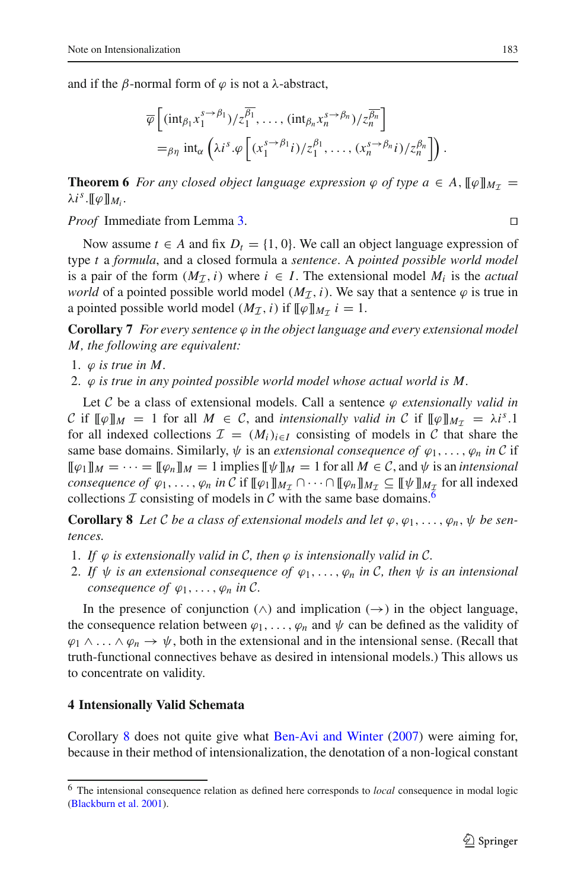and if the $\beta$-normal form of $\varphi$ is not a $\lambda$-abstract,

$$\overline{\varphi}\left[(\text{int}_{\beta_1} x_1^{s\to\beta_1})/z_1^{\overline{\beta_1}}, \ldots, (\text{int}_{\beta_n} x_n^{s\to\beta_n})/z_n^{\overline{\beta_n}}\right]$$
$$=_{\beta\eta} \text{int}_\alpha \left(\lambda i^s.\varphi\left[(x_1^{s\to\beta_1} i)/z_1^{\beta_1}, \ldots, (x_n^{s\to\beta_n} i)/z_n^{\beta_n}\right]\right).$$

**Theorem 6** *For any closed object language expression $\varphi$ of type $a \in A$, $[\![\varphi]\!]_{M_\mathcal{I}} = \lambda i^s.[\![\varphi]\!]_{M_i}$.*

*Proof* Immediate from Lemma 3. □

Now assume $t \in A$ and fix $D_t = \{1, 0\}$. We call an object language expression of type $t$ a *formula*, and a closed formula a *sentence*. A *pointed possible world model* is a pair of the form $(M_\mathcal{I}, i)$ where $i \in I$. The extensional model $M_i$ is the *actual world* of a pointed possible world model $(M_\mathcal{I}, i)$. We say that a sentence $\varphi$ is true in a pointed possible world model $(M_\mathcal{I}, i)$ if $[\![\varphi]\!]_{M_\mathcal{I}}\, i = 1$.

**Corollary 7** *For every sentence $\varphi$ in the object language and every extensional model $M$, the following are equivalent:*

1. *$\varphi$ is true in $M$.*
2. *$\varphi$ is true in any pointed possible world model whose actual world is $M$.*

Let $\mathcal{C}$ be a class of extensional models. Call a sentence $\varphi$ *extensionally valid in* $\mathcal{C}$ if $[\![\varphi]\!]_M = 1$ for all $M \in \mathcal{C}$, and *intensionally valid in* $\mathcal{C}$ if $[\![\varphi]\!]_{M_\mathcal{I}} = \lambda i^s.1$ for all indexed collections $\mathcal{I} = (M_i)_{i\in I}$ consisting of models in $\mathcal{C}$ that share the same base domains. Similarly, $\psi$ is an *extensional consequence of* $\varphi_1, \ldots, \varphi_n$ *in* $\mathcal{C}$ if $[\![\varphi_1]\!]_M = \cdots = [\![\varphi_n]\!]_M = 1$ implies $[\![\psi]\!]_M = 1$ for all $M \in \mathcal{C}$, and $\psi$ is an *intensional consequence of* $\varphi_1, \ldots, \varphi_n$ *in* $\mathcal{C}$ if $[\![\varphi_1]\!]_{M_\mathcal{I}} \cap \cdots \cap [\![\varphi_n]\!]_{M_\mathcal{I}} \subseteq [\![\psi]\!]_{M_\mathcal{I}}$ for all indexed collections $\mathcal{I}$ consisting of models in $\mathcal{C}$ with the same base domains.[6]

**Corollary 8** *Let $\mathcal{C}$ be a class of extensional models and let $\varphi, \varphi_1, \ldots, \varphi_n, \psi$ be sentences.*

1. *If $\varphi$ is extensionally valid in $\mathcal{C}$, then $\varphi$ is intensionally valid in $\mathcal{C}$.*
2. *If $\psi$ is an extensional consequence of $\varphi_1, \ldots, \varphi_n$ in $\mathcal{C}$, then $\psi$ is an intensional consequence of $\varphi_1, \ldots, \varphi_n$ in $\mathcal{C}$.*

In the presence of conjunction ($\wedge$) and implication ($\rightarrow$) in the object language, the consequence relation between $\varphi_1, \ldots, \varphi_n$ and $\psi$ can be defined as the validity of $\varphi_1 \wedge \ldots \wedge \varphi_n \rightarrow \psi$, both in the extensional and in the intensional sense. (Recall that truth-functional connectives behave as desired in intensional models.) This allows us to concentrate on validity.

## 4 Intensionally Valid Schemata

Corollary 8 does not quite give what Ben-Avi and Winter (2007) were aiming for, because in their method of intensionalization, the denotation of a non-logical constant

---

[6] The intensional consequence relation as defined here corresponds to *local* consequence in modal logic (Blackburn et al. 2001).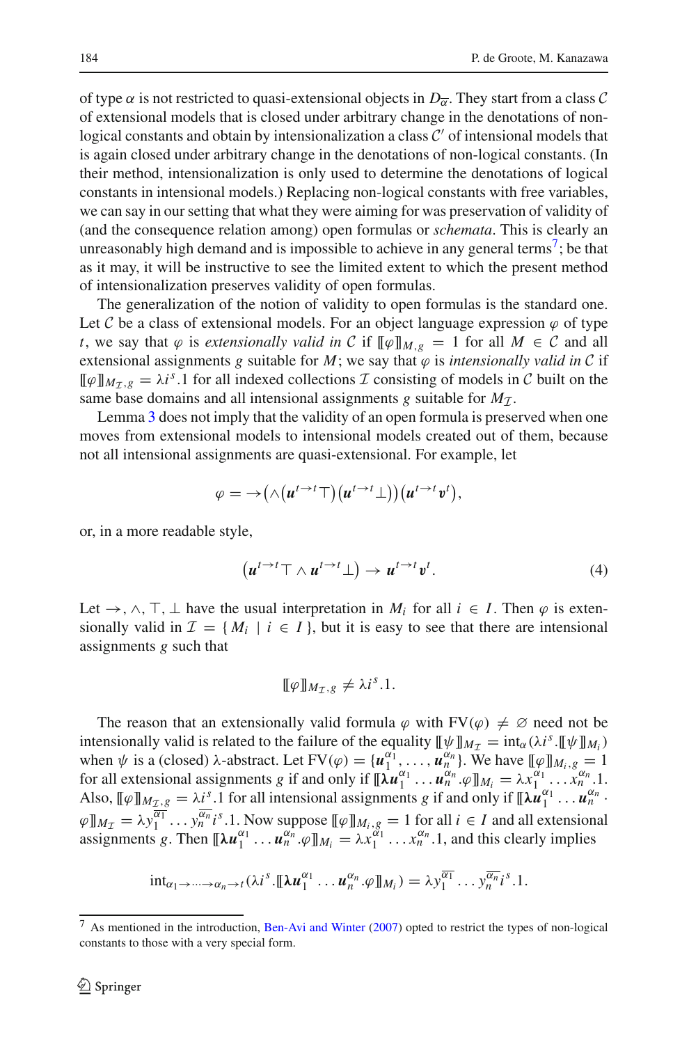of type $\alpha$ is not restricted to quasi-extensional objects in $D_{\overline{\alpha}}$. They start from a class $\mathcal{C}$ of extensional models that is closed under arbitrary change in the denotations of non-logical constants and obtain by intensionalization a class $\mathcal{C}'$ of intensional models that is again closed under arbitrary change in the denotations of non-logical constants. (In their method, intensionalization is only used to determine the denotations of logical constants in intensional models.) Replacing non-logical constants with free variables, we can say in our setting that what they were aiming for was preservation of validity of (and the consequence relation among) open formulas or *schemata*. This is clearly an unreasonably high demand and is impossible to achieve in any general terms[7]; be that as it may, it will be instructive to see the limited extent to which the present method of intensionalization preserves validity of open formulas.

The generalization of the notion of validity to open formulas is the standard one. Let $\mathcal{C}$ be a class of extensional models. For an object language expression $\varphi$ of type $t$, we say that $\varphi$ is *extensionally valid in* $\mathcal{C}$ if $[\![\varphi]\!]_{M,g} = 1$ for all $M \in \mathcal{C}$ and all extensional assignments $g$ suitable for $M$; we say that $\varphi$ is *intensionally valid in* $\mathcal{C}$ if $[\![\varphi]\!]_{M_{\mathcal{I}},g} = \lambda i^s.1$ for all indexed collections $\mathcal{I}$ consisting of models in $\mathcal{C}$ built on the same base domains and all intensional assignments $g$ suitable for $M_{\mathcal{I}}$.

Lemma 3 does not imply that the validity of an open formula is preserved when one moves from extensional models to intensional models created out of them, because not all intensional assignments are quasi-extensional. For example, let

$$\varphi = \rightarrow\!\big(\wedge\big(\boldsymbol{u}^{t\to t}\top\big)\big(\boldsymbol{u}^{t\to t}\bot\big)\big)\big(\boldsymbol{u}^{t\to t}\boldsymbol{v}^t\big),$$

or, in a more readable style,

$$\big(\boldsymbol{u}^{t\to t}\top \wedge \boldsymbol{u}^{t\to t}\bot\big) \rightarrow \boldsymbol{u}^{t\to t}\boldsymbol{v}^t. \tag{4}$$

Let $\rightarrow, \wedge, \top, \bot$ have the usual interpretation in $M_i$ for all $i \in I$. Then $\varphi$ is extensionally valid in $\mathcal{I} = \{\, M_i \mid i \in I \,\}$, but it is easy to see that there are intensional assignments $g$ such that

$$[\![\varphi]\!]_{M_{\mathcal{I}},g} \neq \lambda i^s.1.$$

The reason that an extensionally valid formula $\varphi$ with $\mathrm{FV}(\varphi) \neq \varnothing$ need not be intensionally valid is related to the failure of the equality $[\![\psi]\!]_{M_{\mathcal{I}}} = \mathrm{int}_\alpha(\lambda i^s.[\![\psi]\!]_{M_i})$ when $\psi$ is a (closed) $\lambda$-abstract. Let $\mathrm{FV}(\varphi) = \{\boldsymbol{u}_1^{\alpha_1}, \ldots, \boldsymbol{u}_n^{\alpha_n}\}$. We have $[\![\varphi]\!]_{M_i,g} = 1$ for all extensional assignments $g$ if and only if $[\![\boldsymbol{\lambda}\boldsymbol{u}_1^{\alpha_1} \ldots \boldsymbol{u}_n^{\alpha_n}.\varphi]\!]_{M_i} = \lambda x_1^{\alpha_1} \ldots x_n^{\alpha_n}.1$. Also, $[\![\varphi]\!]_{M_{\mathcal{I}},g} = \lambda i^s.1$ for all intensional assignments $g$ if and only if $[\![\boldsymbol{\lambda}\boldsymbol{u}_1^{\alpha_1} \ldots \boldsymbol{u}_n^{\alpha_n}.\varphi]\!]_{M_{\mathcal{I}}} = \lambda y_1^{\overline{\alpha_1}} \ldots y_n^{\overline{\alpha_n}} i^s.1$. Now suppose $[\![\varphi]\!]_{M_i,g} = 1$ for all $i \in I$ and all extensional assignments $g$. Then $[\![\boldsymbol{\lambda}\boldsymbol{u}_1^{\alpha_1} \ldots \boldsymbol{u}_n^{\alpha_n}.\varphi]\!]_{M_i} = \lambda x_1^{\alpha_1} \ldots x_n^{\alpha_n}.1$, and this clearly implies

$$\mathrm{int}_{\alpha_1\to\cdots\to\alpha_n\to t}(\lambda i^s.[\![\boldsymbol{\lambda}\boldsymbol{u}_1^{\alpha_1} \ldots \boldsymbol{u}_n^{\alpha_n}.\varphi]\!]_{M_i}) = \lambda y_1^{\overline{\alpha_1}} \ldots y_n^{\overline{\alpha_n}} i^s.1.$$

[7] As mentioned in the introduction, Ben-Avi and Winter (2007) opted to restrict the types of non-logical constants to those with a very special form.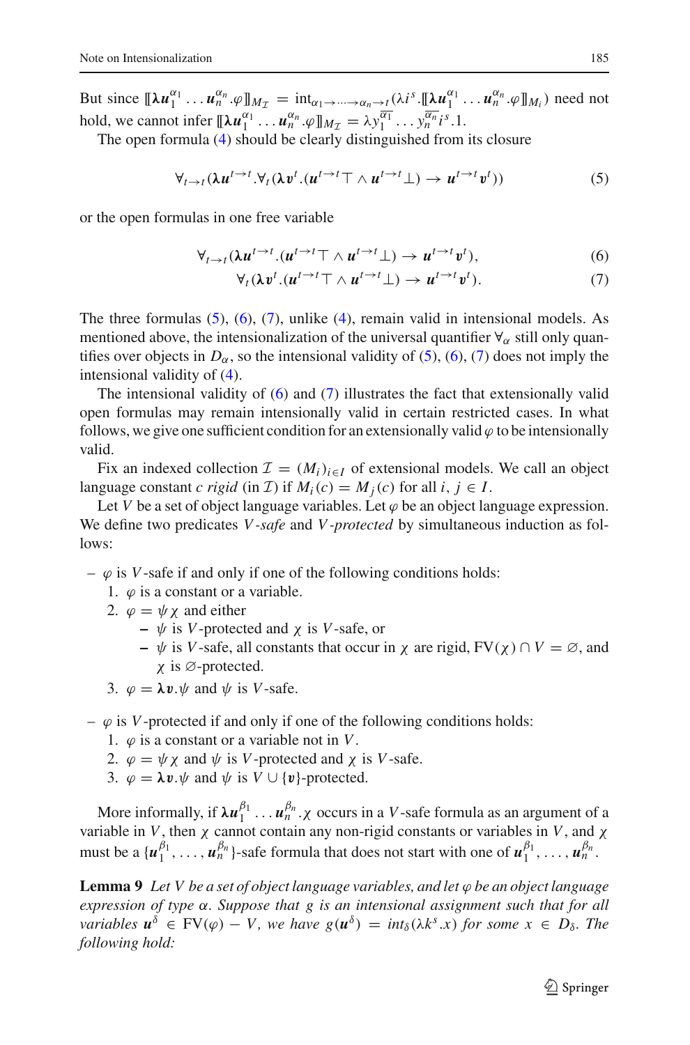But since $[\![\boldsymbol{\lambda u}_1^{\alpha_1} \ldots \boldsymbol{u}_n^{\alpha_n}.\varphi]\!]_{M_\mathcal{I}} = \text{int}_{\alpha_1 \to \cdots \to \alpha_n \to t}(\lambda i^s.[\![\boldsymbol{\lambda u}_1^{\alpha_1} \ldots \boldsymbol{u}_n^{\alpha_n}.\varphi]\!]_{M_i})$ need not hold, we cannot infer $[\![\boldsymbol{\lambda u}_1^{\alpha_1} \ldots \boldsymbol{u}_n^{\alpha_n}.\varphi]\!]_{M_\mathcal{I}} = \lambda y_1^{\overline{\alpha_1}} \ldots y_n^{\overline{\alpha_n}} i^s.1$.

The open formula (4) should be clearly distinguished from its closure

$$\forall_{t \to t}(\boldsymbol{\lambda u}^{t \to t}.\forall_t(\boldsymbol{\lambda v}^t.(\boldsymbol{u}^{t \to t}\top \wedge \boldsymbol{u}^{t \to t}\bot) \to \boldsymbol{u}^{t \to t}\boldsymbol{v}^t)) \tag{5}$$

or the open formulas in one free variable

$$\forall_{t \to t}(\boldsymbol{\lambda u}^{t \to t}.(\boldsymbol{u}^{t \to t}\top \wedge \boldsymbol{u}^{t \to t}\bot) \to \boldsymbol{u}^{t \to t}\boldsymbol{v}^t), \tag{6}$$

$$\forall_t(\boldsymbol{\lambda v}^t.(\boldsymbol{u}^{t \to t}\top \wedge \boldsymbol{u}^{t \to t}\bot) \to \boldsymbol{u}^{t \to t}\boldsymbol{v}^t). \tag{7}$$

The three formulas (5), (6), (7), unlike (4), remain valid in intensional models. As mentioned above, the intensionalization of the universal quantifier $\forall_\alpha$ still only quantifies over objects in $D_\alpha$, so the intensional validity of (5), (6), (7) does not imply the intensional validity of (4).

The intensional validity of (6) and (7) illustrates the fact that extensionally valid open formulas may remain intensionally valid in certain restricted cases. In what follows, we give one sufficient condition for an extensionally valid $\varphi$ to be intensionally valid.

Fix an indexed collection $\mathcal{I} = (M_i)_{i \in I}$ of extensional models. We call an object language constant $c$ *rigid* (in $\mathcal{I}$) if $M_i(c) = M_j(c)$ for all $i, j \in I$.

Let $V$ be a set of object language variables. Let $\varphi$ be an object language expression. We define two predicates *$V$-safe* and *$V$-protected* by simultaneous induction as follows:

- $\varphi$ is $V$-safe if and only if one of the following conditions holds:
  1. $\varphi$ is a constant or a variable.
  2. $\varphi = \psi\chi$ and either
     - $\psi$ is $V$-protected and $\chi$ is $V$-safe, or
     - $\psi$ is $V$-safe, all constants that occur in $\chi$ are rigid, $\text{FV}(\chi) \cap V = \varnothing$, and $\chi$ is $\varnothing$-protected.
  3. $\varphi = \boldsymbol{\lambda v}.\psi$ and $\psi$ is $V$-safe.
- $\varphi$ is $V$-protected if and only if one of the following conditions holds:
  1. $\varphi$ is a constant or a variable not in $V$.
  2. $\varphi = \psi\chi$ and $\psi$ is $V$-protected and $\chi$ is $V$-safe.
  3. $\varphi = \boldsymbol{\lambda v}.\psi$ and $\psi$ is $V \cup \{\boldsymbol{v}\}$-protected.

More informally, if $\boldsymbol{\lambda u}_1^{\beta_1} \ldots \boldsymbol{u}_n^{\beta_n}.\chi$ occurs in a $V$-safe formula as an argument of a variable in $V$, then $\chi$ cannot contain any non-rigid constants or variables in $V$, and $\chi$ must be a $\{\boldsymbol{u}_1^{\beta_1}, \ldots, \boldsymbol{u}_n^{\beta_n}\}$-safe formula that does not start with one of $\boldsymbol{u}_1^{\beta_1}, \ldots, \boldsymbol{u}_n^{\beta_n}$.

**Lemma 9** *Let $V$ be a set of object language variables, and let $\varphi$ be an object language expression of type $\alpha$. Suppose that $g$ is an intensional assignment such that for all variables $\boldsymbol{u}^\delta \in \text{FV}(\varphi) - V$, we have $g(\boldsymbol{u}^\delta) = \text{int}_\delta(\lambda k^s.x)$ for some $x \in D_\delta$. The following hold:*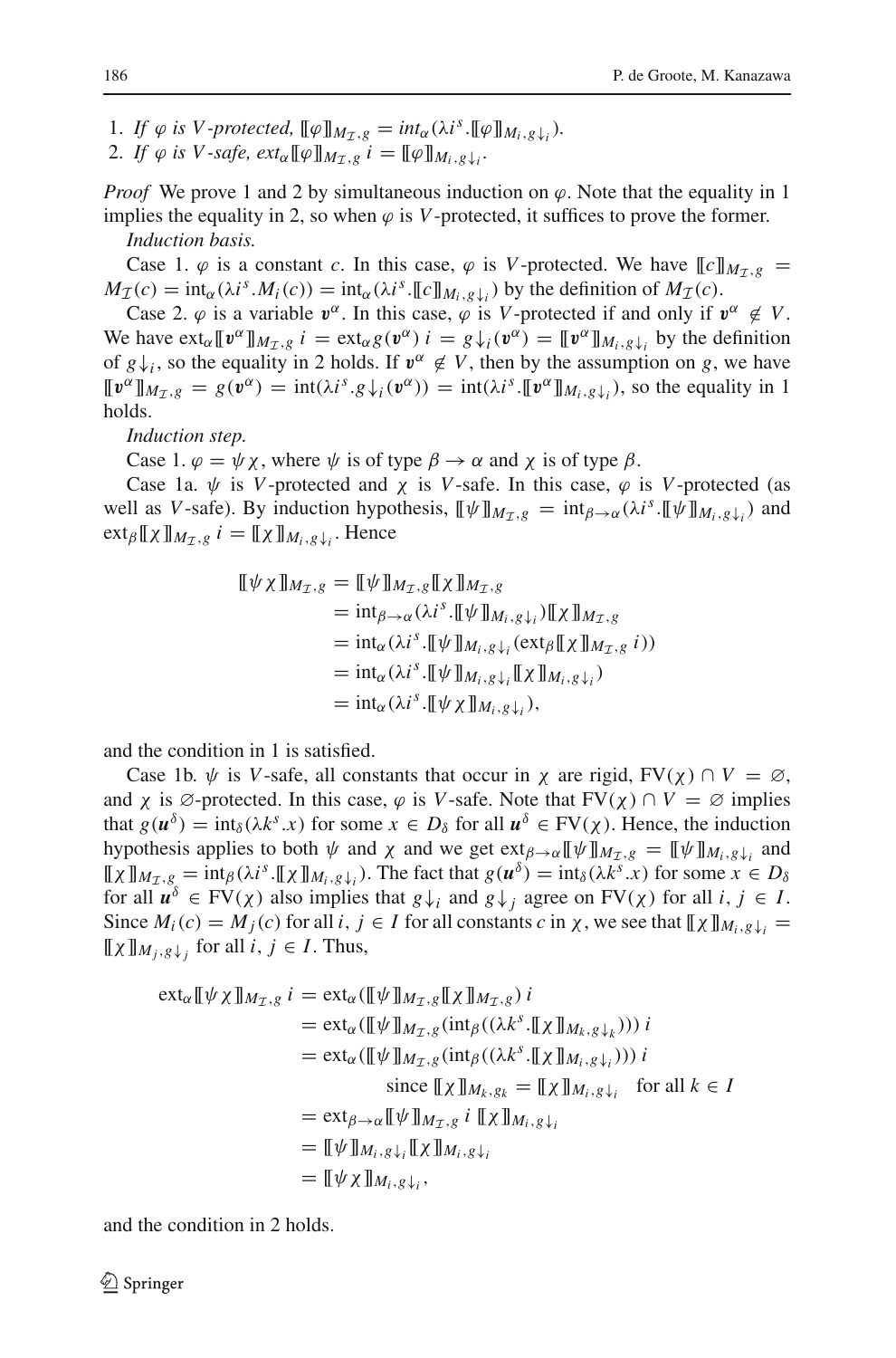1. *If $\varphi$ is $V$-protected, $[\![\varphi]\!]_{M_{\mathcal{I}},g} = int_\alpha(\lambda i^s.[\![\varphi]\!]_{M_i,g\downarrow_i})$.*
2. *If $\varphi$ is $V$-safe, $ext_\alpha[\![\varphi]\!]_{M_{\mathcal{I}},g}\, i = [\![\varphi]\!]_{M_i,g\downarrow_i}$.*

*Proof* We prove 1 and 2 by simultaneous induction on $\varphi$. Note that the equality in 1 implies the equality in 2, so when $\varphi$ is $V$-protected, it suffices to prove the former.

*Induction basis.*

Case 1. $\varphi$ is a constant $c$. In this case, $\varphi$ is $V$-protected. We have $[\![c]\!]_{M_{\mathcal{I}},g} = M_{\mathcal{I}}(c) = \text{int}_\alpha(\lambda i^s.M_i(c)) = \text{int}_\alpha(\lambda i^s.[\![c]\!]_{M_i,g\downarrow_i})$ by the definition of $M_{\mathcal{I}}(c)$.

Case 2. $\varphi$ is a variable $\boldsymbol{v}^\alpha$. In this case, $\varphi$ is $V$-protected if and only if $\boldsymbol{v}^\alpha \notin V$. We have $\text{ext}_\alpha[\![\boldsymbol{v}^\alpha]\!]_{M_{\mathcal{I}},g}\, i = \text{ext}_\alpha g(\boldsymbol{v}^\alpha)\, i = g\downarrow_i(\boldsymbol{v}^\alpha) = [\![\boldsymbol{v}^\alpha]\!]_{M_i,g\downarrow_i}$ by the definition of $g\downarrow_i$, so the equality in 2 holds. If $\boldsymbol{v}^\alpha \notin V$, then by the assumption on $g$, we have $[\![\boldsymbol{v}^\alpha]\!]_{M_{\mathcal{I}},g} = g(\boldsymbol{v}^\alpha) = \text{int}(\lambda i^s.g\downarrow_i(\boldsymbol{v}^\alpha)) = \text{int}(\lambda i^s.[\![\boldsymbol{v}^\alpha]\!]_{M_i,g\downarrow_i})$, so the equality in 1 holds.

*Induction step.*

Case 1. $\varphi = \psi\chi$, where $\psi$ is of type $\beta \to \alpha$ and $\chi$ is of type $\beta$.

Case 1a. $\psi$ is $V$-protected and $\chi$ is $V$-safe. In this case, $\varphi$ is $V$-protected (as well as $V$-safe). By induction hypothesis, $[\![\psi]\!]_{M_{\mathcal{I}},g} = \text{int}_{\beta\to\alpha}(\lambda i^s.[\![\psi]\!]_{M_i,g\downarrow_i})$ and $\text{ext}_\beta[\![\chi]\!]_{M_{\mathcal{I}},g}\, i = [\![\chi]\!]_{M_i,g\downarrow_i}$. Hence

$$
\begin{aligned}
[\![\psi\chi]\!]_{M_{\mathcal{I}},g} &= [\![\psi]\!]_{M_{\mathcal{I}},g}[\![\chi]\!]_{M_{\mathcal{I}},g} \\
&= \text{int}_{\beta\to\alpha}(\lambda i^s.[\![\psi]\!]_{M_i,g\downarrow_i})[\![\chi]\!]_{M_{\mathcal{I}},g} \\
&= \text{int}_\alpha(\lambda i^s.[\![\psi]\!]_{M_i,g\downarrow_i}(\text{ext}_\beta[\![\chi]\!]_{M_{\mathcal{I}},g}\, i)) \\
&= \text{int}_\alpha(\lambda i^s.[\![\psi]\!]_{M_i,g\downarrow_i}[\![\chi]\!]_{M_i,g\downarrow_i}) \\
&= \text{int}_\alpha(\lambda i^s.[\![\psi\chi]\!]_{M_i,g\downarrow_i}),
\end{aligned}
$$

and the condition in 1 is satisfied.

Case 1b. $\psi$ is $V$-safe, all constants that occur in $\chi$ are rigid, $\text{FV}(\chi) \cap V = \varnothing$, and $\chi$ is $\varnothing$-protected. In this case, $\varphi$ is $V$-safe. Note that $\text{FV}(\chi) \cap V = \varnothing$ implies that $g(\boldsymbol{u}^\delta) = \text{int}_\delta(\lambda k^s.x)$ for some $x \in D_\delta$ for all $\boldsymbol{u}^\delta \in \text{FV}(\chi)$. Hence, the induction hypothesis applies to both $\psi$ and $\chi$ and we get $\text{ext}_{\beta\to\alpha}[\![\psi]\!]_{M_{\mathcal{I}},g} = [\![\psi]\!]_{M_i,g\downarrow_i}$ and $[\![\chi]\!]_{M_{\mathcal{I}},g} = \text{int}_\beta(\lambda i^s.[\![\chi]\!]_{M_i,g\downarrow_i})$. The fact that $g(\boldsymbol{u}^\delta) = \text{int}_\delta(\lambda k^s.x)$ for some $x \in D_\delta$ for all $\boldsymbol{u}^\delta \in \text{FV}(\chi)$ also implies that $g\downarrow_i$ and $g\downarrow_j$ agree on $\text{FV}(\chi)$ for all $i, j \in I$. Since $M_i(c) = M_j(c)$ for all $i, j \in I$ for all constants $c$ in $\chi$, we see that $[\![\chi]\!]_{M_i,g\downarrow_i} = [\![\chi]\!]_{M_j,g\downarrow_j}$ for all $i, j \in I$. Thus,

$$
\begin{aligned}
\text{ext}_\alpha[\![\psi\chi]\!]_{M_{\mathcal{I}},g}\, i &= \text{ext}_\alpha([\![\psi]\!]_{M_{\mathcal{I}},g}[\![\chi]\!]_{M_{\mathcal{I}},g})\, i \\
&= \text{ext}_\alpha([\![\psi]\!]_{M_{\mathcal{I}},g}(\text{int}_\beta((\lambda k^s.[\![\chi]\!]_{M_k,g\downarrow_k}))))\, i \\
&= \text{ext}_\alpha([\![\psi]\!]_{M_{\mathcal{I}},g}(\text{int}_\beta((\lambda k^s.[\![\chi]\!]_{M_i,g\downarrow_i}))))\, i \\
&\qquad\qquad \text{since } [\![\chi]\!]_{M_k,g_k} = [\![\chi]\!]_{M_i,g\downarrow_i} \quad \text{for all } k \in I \\
&= \text{ext}_{\beta\to\alpha}[\![\psi]\!]_{M_{\mathcal{I}},g}\, i\, [\![\chi]\!]_{M_i,g\downarrow_i} \\
&= [\![\psi]\!]_{M_i,g\downarrow_i}[\![\chi]\!]_{M_i,g\downarrow_i} \\
&= [\![\psi\chi]\!]_{M_i,g\downarrow_i},
\end{aligned}
$$

and the condition in 2 holds.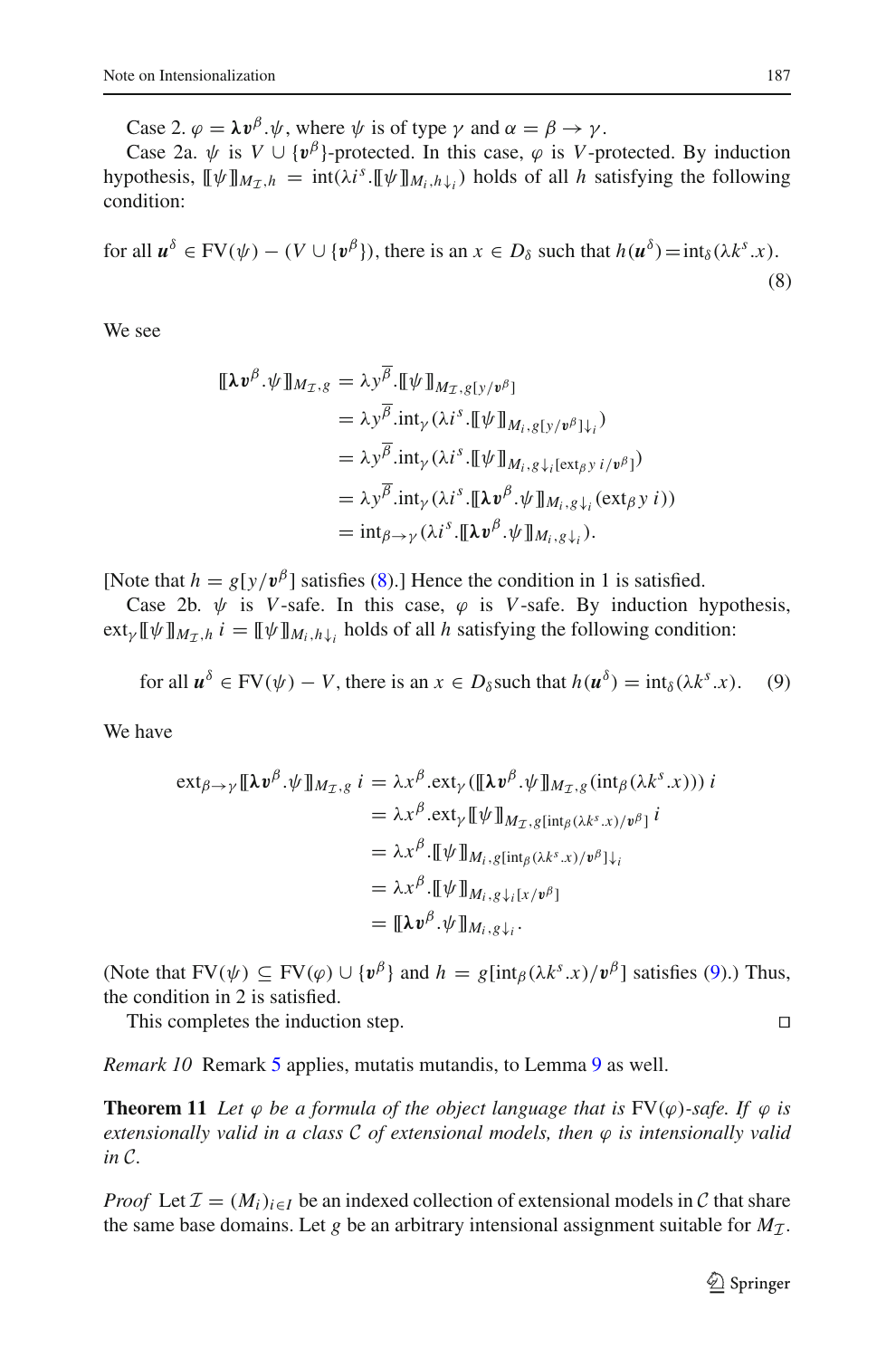Case 2. $\varphi = \boldsymbol{\lambda v}^{\beta}.\psi$, where $\psi$ is of type $\gamma$ and $\alpha = \beta \to \gamma$.

Case 2a. $\psi$ is $V \cup \{\boldsymbol{v}^{\beta}\}$-protected. In this case, $\varphi$ is $V$-protected. By induction hypothesis, $[\![\psi]\!]_{M_{\mathcal{I}},h} = \mathrm{int}(\lambda i^{s}.[\![\psi]\!]_{M_i,h\downarrow_i})$ holds of all $h$ satisfying the following condition:

$$\text{for all } \boldsymbol{u}^{\delta} \in \mathrm{FV}(\psi) - (V \cup \{\boldsymbol{v}^{\beta}\}), \text{ there is an } x \in D_{\delta} \text{ such that } h(\boldsymbol{u}^{\delta}) = \mathrm{int}_{\delta}(\lambda k^{s}.x). \tag{8}$$

We see

$$\begin{aligned}
[\![\boldsymbol{\lambda v}^{\beta}.\psi]\!]_{M_{\mathcal{I}},g} &= \lambda y^{\overline{\beta}}.[\![\psi]\!]_{M_{\mathcal{I}},g[y/\boldsymbol{v}^{\beta}]} \\
&= \lambda y^{\overline{\beta}}.\mathrm{int}_{\gamma}(\lambda i^{s}.[\![\psi]\!]_{M_i,g[y/\boldsymbol{v}^{\beta}]\downarrow_i}) \\
&= \lambda y^{\overline{\beta}}.\mathrm{int}_{\gamma}(\lambda i^{s}.[\![\psi]\!]_{M_i,g\downarrow_i[\mathrm{ext}_{\beta}\, y\ i/\boldsymbol{v}^{\beta}]}) \\
&= \lambda y^{\overline{\beta}}.\mathrm{int}_{\gamma}(\lambda i^{s}.[\![\boldsymbol{\lambda v}^{\beta}.\psi]\!]_{M_i,g\downarrow_i}(\mathrm{ext}_{\beta}\, y\ i)) \\
&= \mathrm{int}_{\beta\to\gamma}(\lambda i^{s}.[\![\boldsymbol{\lambda v}^{\beta}.\psi]\!]_{M_i,g\downarrow_i}).
\end{aligned}$$

[Note that $h = g[y/\boldsymbol{v}^{\beta}]$ satisfies (8).] Hence the condition in 1 is satisfied.

Case 2b. $\psi$ is $V$-safe. In this case, $\varphi$ is $V$-safe. By induction hypothesis, $\mathrm{ext}_{\gamma}[\![\psi]\!]_{M_{\mathcal{I}},h}\ i = [\![\psi]\!]_{M_i,h\downarrow_i}$ holds of all $h$ satisfying the following condition:

$$\text{for all } \boldsymbol{u}^{\delta} \in \mathrm{FV}(\psi) - V, \text{ there is an } x \in D_{\delta} \text{ such that } h(\boldsymbol{u}^{\delta}) = \mathrm{int}_{\delta}(\lambda k^{s}.x). \tag{9}$$

We have

$$\begin{aligned}
\mathrm{ext}_{\beta\to\gamma}[\![\boldsymbol{\lambda v}^{\beta}.\psi]\!]_{M_{\mathcal{I}},g}\ i &= \lambda x^{\beta}.\mathrm{ext}_{\gamma}([\![\boldsymbol{\lambda v}^{\beta}.\psi]\!]_{M_{\mathcal{I}},g}(\mathrm{int}_{\beta}(\lambda k^{s}.x)))\ i \\
&= \lambda x^{\beta}.\mathrm{ext}_{\gamma}[\![\psi]\!]_{M_{\mathcal{I}},g[\mathrm{int}_{\beta}(\lambda k^{s}.x)/\boldsymbol{v}^{\beta}]}\ i \\
&= \lambda x^{\beta}.[\![\psi]\!]_{M_i,g[\mathrm{int}_{\beta}(\lambda k^{s}.x)/\boldsymbol{v}^{\beta}]\downarrow_i} \\
&= \lambda x^{\beta}.[\![\psi]\!]_{M_i,g\downarrow_i[x/\boldsymbol{v}^{\beta}]} \\
&= [\![\boldsymbol{\lambda v}^{\beta}.\psi]\!]_{M_i,g\downarrow_i}.
\end{aligned}$$

(Note that $\mathrm{FV}(\psi) \subseteq \mathrm{FV}(\varphi) \cup \{\boldsymbol{v}^{\beta}\}$ and $h = g[\mathrm{int}_{\beta}(\lambda k^{s}.x)/\boldsymbol{v}^{\beta}]$ satisfies (9).) Thus, the condition in 2 is satisfied.

This completes the induction step. ◻

*Remark 10* Remark 5 applies, mutatis mutandis, to Lemma 9 as well.

**Theorem 11** *Let $\varphi$ be a formula of the object language that is $\mathrm{FV}(\varphi)$-safe. If $\varphi$ is extensionally valid in a class $\mathcal{C}$ of extensional models, then $\varphi$ is intensionally valid in $\mathcal{C}$.*

*Proof* Let $\mathcal{I} = (M_i)_{i\in I}$ be an indexed collection of extensional models in $\mathcal{C}$ that share the same base domains. Let $g$ be an arbitrary intensional assignment suitable for $M_{\mathcal{I}}$.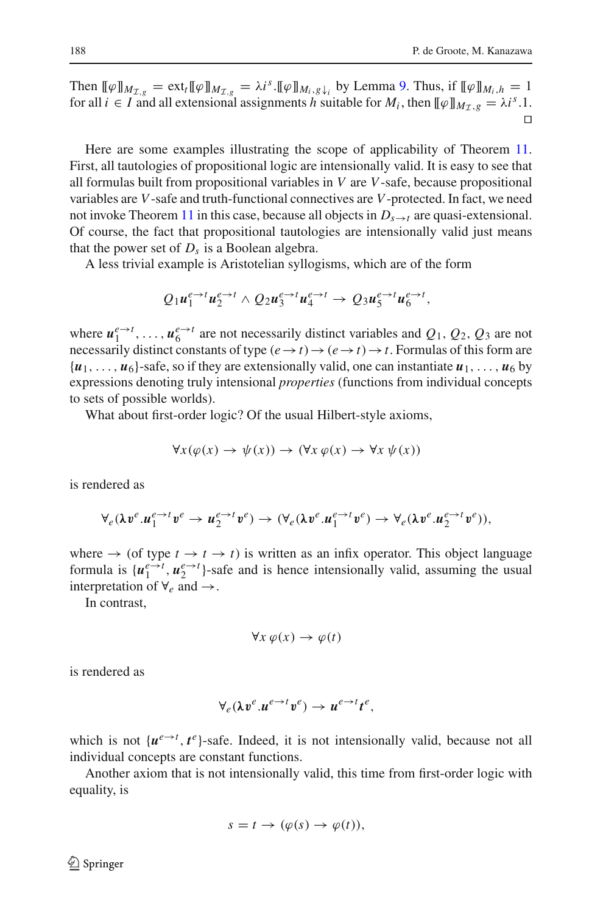Then $[\![\varphi]\!]_{M_{\mathcal{I}},g} = \text{ext}_t[\![\varphi]\!]_{M_{\mathcal{I}},g} = \lambda i^s.[\![\varphi]\!]_{M_i,g\downarrow_i}$ by Lemma 9. Thus, if $[\![\varphi]\!]_{M_i,h} = 1$ for all $i \in I$ and all extensional assignments $h$ suitable for $M_i$, then $[\![\varphi]\!]_{M_{\mathcal{I}},g} = \lambda i^s.1$. □

Here are some examples illustrating the scope of applicability of Theorem 11. First, all tautologies of propositional logic are intensionally valid. It is easy to see that all formulas built from propositional variables in $V$ are $V$-safe, because propositional variables are $V$-safe and truth-functional connectives are $V$-protected. In fact, we need not invoke Theorem 11 in this case, because all objects in $D_{s\to t}$ are quasi-extensional. Of course, the fact that propositional tautologies are intensionally valid just means that the power set of $D_s$ is a Boolean algebra.

A less trivial example is Aristotelian syllogisms, which are of the form

$$Q_1 \boldsymbol{u}_1^{e\to t}\boldsymbol{u}_2^{e\to t} \wedge Q_2 \boldsymbol{u}_3^{e\to t}\boldsymbol{u}_4^{e\to t} \to Q_3 \boldsymbol{u}_5^{e\to t}\boldsymbol{u}_6^{e\to t},$$

where $\boldsymbol{u}_1^{e\to t}, \ldots, \boldsymbol{u}_6^{e\to t}$ are not necessarily distinct variables and $Q_1, Q_2, Q_3$ are not necessarily distinct constants of type $(e\to t)\to(e\to t)\to t$. Formulas of this form are $\{\boldsymbol{u}_1, \ldots, \boldsymbol{u}_6\}$-safe, so if they are extensionally valid, one can instantiate $\boldsymbol{u}_1, \ldots, \boldsymbol{u}_6$ by expressions denoting truly intensional *properties* (functions from individual concepts to sets of possible worlds).

What about first-order logic? Of the usual Hilbert-style axioms,

$$\forall x(\varphi(x) \to \psi(x)) \to (\forall x\, \varphi(x) \to \forall x\, \psi(x))$$

is rendered as

$$\forall_e(\boldsymbol{\lambda v}^e.\boldsymbol{u}_1^{e\to t}\boldsymbol{v}^e \to \boldsymbol{u}_2^{e\to t}\boldsymbol{v}^e) \to (\forall_e(\boldsymbol{\lambda v}^e.\boldsymbol{u}_1^{e\to t}\boldsymbol{v}^e) \to \forall_e(\boldsymbol{\lambda v}^e.\boldsymbol{u}_2^{e\to t}\boldsymbol{v}^e)),$$

where $\to$ (of type $t \to t \to t$) is written as an infix operator. This object language formula is $\{\boldsymbol{u}_1^{e\to t}, \boldsymbol{u}_2^{e\to t}\}$-safe and is hence intensionally valid, assuming the usual interpretation of $\forall_e$ and $\to$.

In contrast,

$$\forall x\, \varphi(x) \to \varphi(t)$$

is rendered as

$$\forall_e(\boldsymbol{\lambda v}^e.\boldsymbol{u}^{e\to t}\boldsymbol{v}^e) \to \boldsymbol{u}^{e\to t}\boldsymbol{t}^e,$$

which is not $\{\boldsymbol{u}^{e\to t}, \boldsymbol{t}^e\}$-safe. Indeed, it is not intensionally valid, because not all individual concepts are constant functions.

Another axiom that is not intensionally valid, this time from first-order logic with equality, is

$$s = t \to (\varphi(s) \to \varphi(t)),$$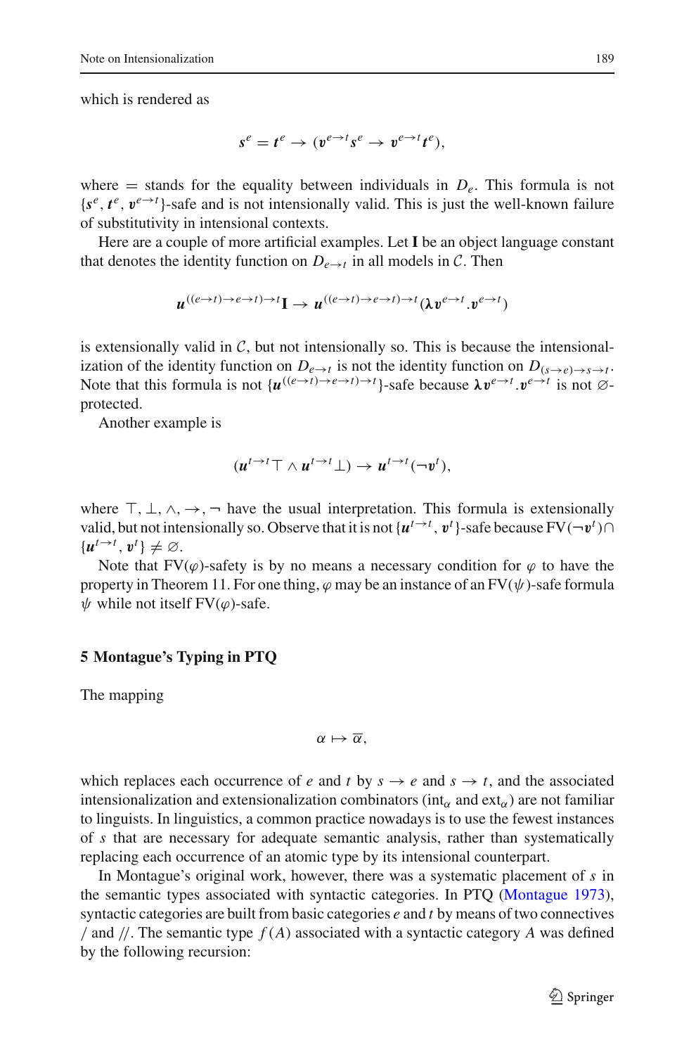which is rendered as

$$\boldsymbol{s}^e = \boldsymbol{t}^e \to (\boldsymbol{v}^{e\to t}\boldsymbol{s}^e \to \boldsymbol{v}^{e\to t}\boldsymbol{t}^e),$$

where $=$ stands for the equality between individuals in $D_e$. This formula is not $\{\boldsymbol{s}^e, \boldsymbol{t}^e, \boldsymbol{v}^{e\to t}\}$-safe and is not intensionally valid. This is just the well-known failure of substitutivity in intensional contexts.

Here are a couple of more artificial examples. Let $\mathbf{I}$ be an object language constant that denotes the identity function on $D_{e\to t}$ in all models in $\mathcal{C}$. Then

$$\boldsymbol{u}^{((e\to t)\to e\to t)\to t}\mathbf{I} \to \boldsymbol{u}^{((e\to t)\to e\to t)\to t}(\boldsymbol{\lambda v}^{e\to t}.\boldsymbol{v}^{e\to t})$$

is extensionally valid in $\mathcal{C}$, but not intensionally so. This is because the intensionalization of the identity function on $D_{e\to t}$ is not the identity function on $D_{(s\to e)\to s\to t}$. Note that this formula is not $\{\boldsymbol{u}^{((e\to t)\to e\to t)\to t}\}$-safe because $\boldsymbol{\lambda v}^{e\to t}.\boldsymbol{v}^{e\to t}$ is not $\varnothing$-protected.

Another example is

$$(\boldsymbol{u}^{t\to t}\top \wedge \boldsymbol{u}^{t\to t}\bot) \to \boldsymbol{u}^{t\to t}(\neg \boldsymbol{v}^t),$$

where $\top, \bot, \wedge, \to, \neg$ have the usual interpretation. This formula is extensionally valid, but not intensionally so. Observe that it is not $\{\boldsymbol{u}^{t\to t}, \boldsymbol{v}^t\}$-safe because $\mathrm{FV}(\neg \boldsymbol{v}^t) \cap \{\boldsymbol{u}^{t\to t}, \boldsymbol{v}^t\} \neq \varnothing$.

Note that $\mathrm{FV}(\varphi)$-safety is by no means a necessary condition for $\varphi$ to have the property in Theorem 11. For one thing, $\varphi$ may be an instance of an $\mathrm{FV}(\psi)$-safe formula $\psi$ while not itself $\mathrm{FV}(\varphi)$-safe.

## 5 Montague's Typing in PTQ

The mapping

$$\alpha \mapsto \overline{\alpha},$$

which replaces each occurrence of $e$ and $t$ by $s \to e$ and $s \to t$, and the associated intensionalization and extensionalization combinators ($\mathrm{int}_\alpha$ and $\mathrm{ext}_\alpha$) are not familiar to linguists. In linguistics, a common practice nowadays is to use the fewest instances of $s$ that are necessary for adequate semantic analysis, rather than systematically replacing each occurrence of an atomic type by its intensional counterpart.

In Montague's original work, however, there was a systematic placement of $s$ in the semantic types associated with syntactic categories. In PTQ (Montague 1973), syntactic categories are built from basic categories $e$ and $t$ by means of two connectives / and //. The semantic type $f(A)$ associated with a syntactic category $A$ was defined by the following recursion: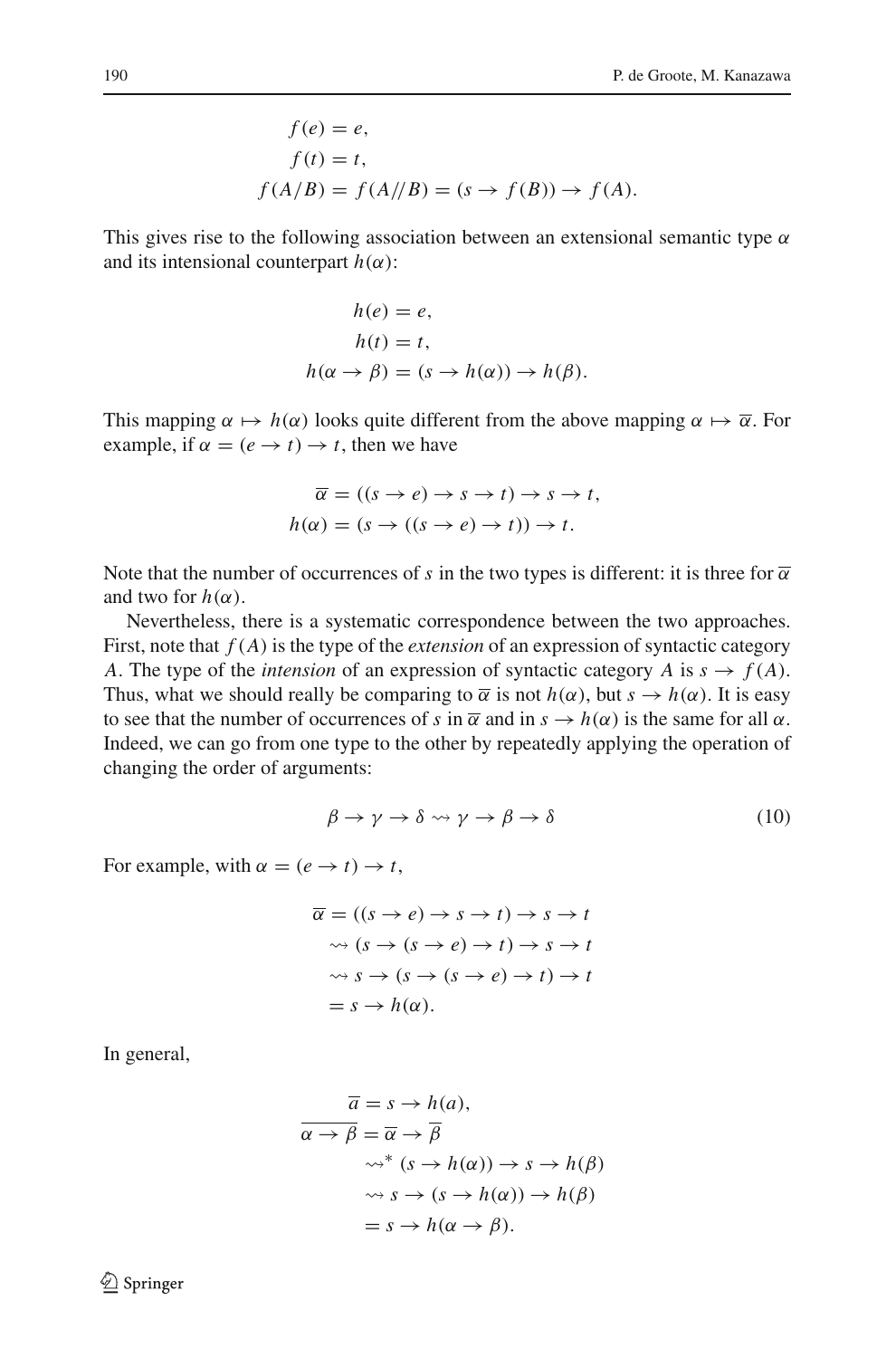$$
\begin{aligned}
f(e) &= e, \\
f(t) &= t, \\
f(A/B) = f(A/\!/B) &= (s \to f(B)) \to f(A).
\end{aligned}
$$

This gives rise to the following association between an extensional semantic type $\alpha$ and its intensional counterpart $h(\alpha)$:

$$
\begin{aligned}
h(e) &= e, \\
h(t) &= t, \\
h(\alpha \to \beta) &= (s \to h(\alpha)) \to h(\beta).
\end{aligned}
$$

This mapping $\alpha \mapsto h(\alpha)$ looks quite different from the above mapping $\alpha \mapsto \overline{\alpha}$. For example, if $\alpha = (e \to t) \to t$, then we have

$$
\begin{aligned}
\overline{\alpha} &= ((s \to e) \to s \to t) \to s \to t, \\
h(\alpha) &= (s \to ((s \to e) \to t)) \to t.
\end{aligned}
$$

Note that the number of occurrences of $s$ in the two types is different: it is three for $\overline{\alpha}$ and two for $h(\alpha)$.

Nevertheless, there is a systematic correspondence between the two approaches. First, note that $f(A)$ is the type of the *extension* of an expression of syntactic category $A$. The type of the *intension* of an expression of syntactic category $A$ is $s \to f(A)$. Thus, what we should really be comparing to $\overline{\alpha}$ is not $h(\alpha)$, but $s \to h(\alpha)$. It is easy to see that the number of occurrences of $s$ in $\overline{\alpha}$ and in $s \to h(\alpha)$ is the same for all $\alpha$. Indeed, we can go from one type to the other by repeatedly applying the operation of changing the order of arguments:

$$
\beta \to \gamma \to \delta \rightsquigarrow \gamma \to \beta \to \delta \tag{10}
$$

For example, with $\alpha = (e \to t) \to t$,

$$
\begin{aligned}
\overline{\alpha} &= ((s \to e) \to s \to t) \to s \to t \\
&\rightsquigarrow (s \to (s \to e) \to t) \to s \to t \\
&\rightsquigarrow s \to (s \to (s \to e) \to t) \to t \\
&= s \to h(\alpha).
\end{aligned}
$$

In general,

$$
\begin{aligned}
\overline{a} &= s \to h(a), \\
\overline{\alpha \to \beta} &= \overline{\alpha} \to \overline{\beta} \\
&\rightsquigarrow^{*} (s \to h(\alpha)) \to s \to h(\beta) \\
&\rightsquigarrow s \to (s \to h(\alpha)) \to h(\beta) \\
&= s \to h(\alpha \to \beta).
\end{aligned}
$$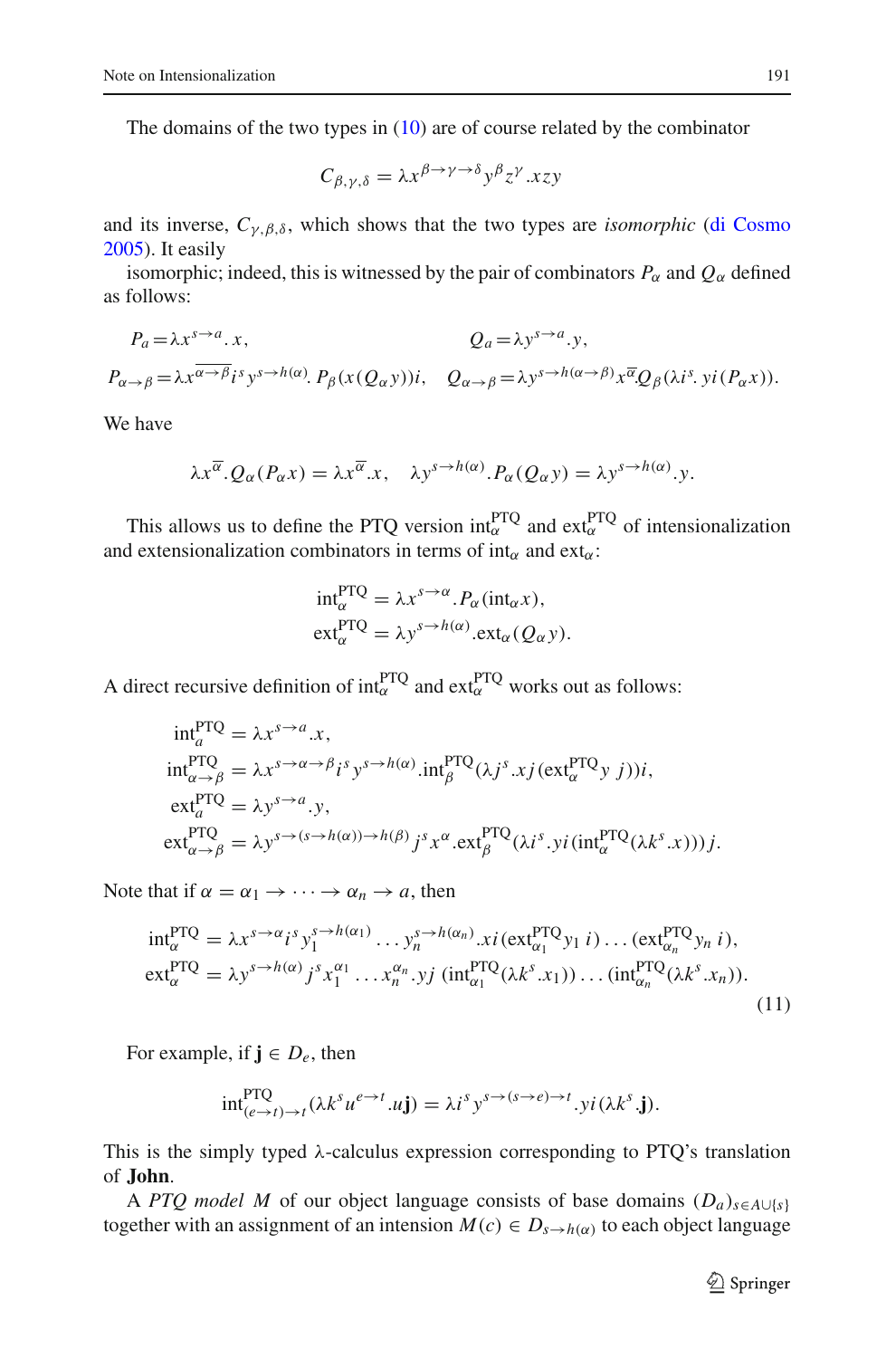The domains of the two types in (10) are of course related by the combinator

$$C_{\beta,\gamma,\delta} = \lambda x^{\beta\to\gamma\to\delta} y^{\beta} z^{\gamma}.xzy$$

and its inverse, $C_{\gamma,\beta,\delta}$, which shows that the two types are *isomorphic* (di Cosmo 2005). It easily

isomorphic; indeed, this is witnessed by the pair of combinators $P_\alpha$ and $Q_\alpha$ defined as follows:

$$P_a = \lambda x^{s\to a}.\,x, \qquad\qquad Q_a = \lambda y^{s\to a}.y,$$

$$P_{\alpha\to\beta} = \lambda x^{\overline{\alpha\to\beta}} i^s y^{s\to h(\alpha)}.\, P_\beta(x(Q_\alpha y))i, \quad Q_{\alpha\to\beta} = \lambda y^{s\to h(\alpha\to\beta)} x^{\overline{\alpha}}.Q_\beta(\lambda i^s.\, yi(P_\alpha x)).$$

We have

$$\lambda x^{\overline{\alpha}}.Q_\alpha(P_\alpha x) = \lambda x^{\overline{\alpha}}.x, \quad \lambda y^{s\to h(\alpha)}.P_\alpha(Q_\alpha y) = \lambda y^{s\to h(\alpha)}.y.$$

This allows us to define the PTQ version $\mathrm{int}_\alpha^{\mathrm{PTQ}}$ and $\mathrm{ext}_\alpha^{\mathrm{PTQ}}$ of intensionalization and extensionalization combinators in terms of $\mathrm{int}_\alpha$ and $\mathrm{ext}_\alpha$:

$$\mathrm{int}_\alpha^{\mathrm{PTQ}} = \lambda x^{s\to\alpha}.P_\alpha(\mathrm{int}_\alpha x),$$
$$\mathrm{ext}_\alpha^{\mathrm{PTQ}} = \lambda y^{s\to h(\alpha)}.\mathrm{ext}_\alpha(Q_\alpha y).$$

A direct recursive definition of $\mathrm{int}_\alpha^{\mathrm{PTQ}}$ and $\mathrm{ext}_\alpha^{\mathrm{PTQ}}$ works out as follows:

$$\begin{aligned}
\mathrm{int}_a^{\mathrm{PTQ}} &= \lambda x^{s\to a}.x,\\
\mathrm{int}_{\alpha\to\beta}^{\mathrm{PTQ}} &= \lambda x^{s\to\alpha\to\beta} i^s y^{s\to h(\alpha)}.\mathrm{int}_\beta^{\mathrm{PTQ}}(\lambda j^s.xj(\mathrm{ext}_\alpha^{\mathrm{PTQ}} y\ j))i,\\
\mathrm{ext}_a^{\mathrm{PTQ}} &= \lambda y^{s\to a}.y,\\
\mathrm{ext}_{\alpha\to\beta}^{\mathrm{PTQ}} &= \lambda y^{s\to(s\to h(\alpha))\to h(\beta)} j^s x^\alpha.\mathrm{ext}_\beta^{\mathrm{PTQ}}(\lambda i^s.yi(\mathrm{int}_\alpha^{\mathrm{PTQ}}(\lambda k^s.x)))j.
\end{aligned}$$

Note that if $\alpha = \alpha_1 \to \cdots \to \alpha_n \to a$, then

$$\begin{aligned}
\mathrm{int}_\alpha^{\mathrm{PTQ}} &= \lambda x^{s\to\alpha} i^s y_1^{s\to h(\alpha_1)} \ldots y_n^{s\to h(\alpha_n)}.xi(\mathrm{ext}_{\alpha_1}^{\mathrm{PTQ}} y_1\ i)\ldots(\mathrm{ext}_{\alpha_n}^{\mathrm{PTQ}} y_n\ i),\\
\mathrm{ext}_\alpha^{\mathrm{PTQ}} &= \lambda y^{s\to h(\alpha)} j^s x_1^{\alpha_1}\ldots x_n^{\alpha_n}.yj\ (\mathrm{int}_{\alpha_1}^{\mathrm{PTQ}}(\lambda k^s.x_1))\ldots(\mathrm{int}_{\alpha_n}^{\mathrm{PTQ}}(\lambda k^s.x_n)).
\end{aligned} \tag{11}$$

For example, if $\mathbf{j} \in D_e$, then

$$\mathrm{int}_{(e\to t)\to t}^{\mathrm{PTQ}}(\lambda k^s u^{e\to t}.u\mathbf{j}) = \lambda i^s y^{s\to(s\to e)\to t}.yi(\lambda k^s.\mathbf{j}).$$

This is the simply typed λ-calculus expression corresponding to PTQ's translation of **John**.

A *PTQ model* $M$ of our object language consists of base domains $(D_a)_{s\in A\cup\{s\}}$ together with an assignment of an intension $M(c) \in D_{s\to h(\alpha)}$ to each object language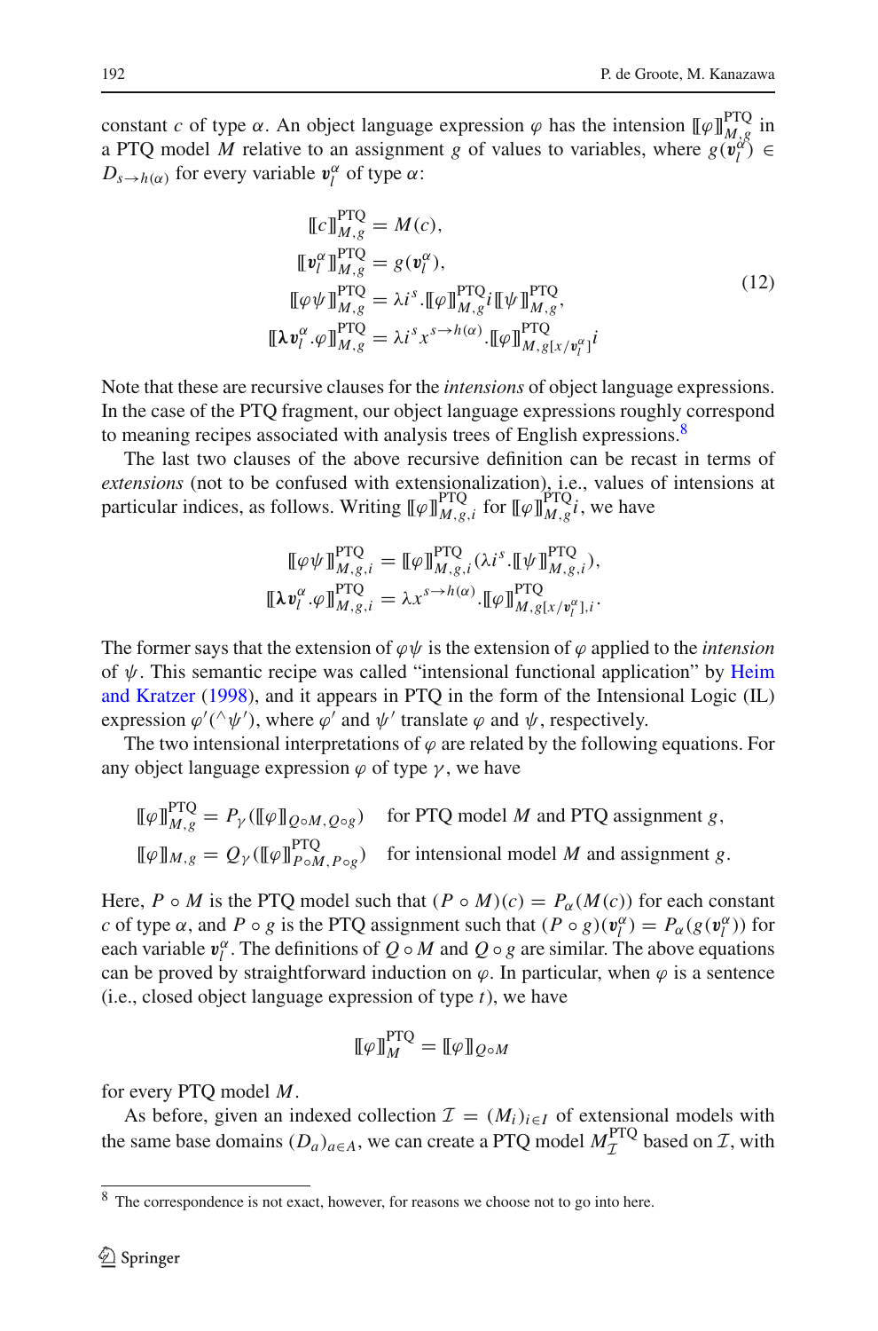constant $c$ of type $\alpha$. An object language expression $\varphi$ has the intension $[\![\varphi]\!]^{\mathrm{PTQ}}_{M,g}$ in a PTQ model $M$ relative to an assignment $g$ of values to variables, where $g(\boldsymbol{v}^\alpha_l) \in D_{s\to h(\alpha)}$ for every variable $\boldsymbol{v}^\alpha_l$ of type $\alpha$:

$$
\begin{aligned}
[\![c]\!]^{\mathrm{PTQ}}_{M,g} &= M(c),\\
[\![\boldsymbol{v}^\alpha_l]\!]^{\mathrm{PTQ}}_{M,g} &= g(\boldsymbol{v}^\alpha_l),\\
[\![\varphi\psi]\!]^{\mathrm{PTQ}}_{M,g} &= \lambda i^s.[\![\varphi]\!]^{\mathrm{PTQ}}_{M,g} i [\![\psi]\!]^{\mathrm{PTQ}}_{M,g},\\
[\![\boldsymbol{\lambda} \boldsymbol{v}^\alpha_l.\varphi]\!]^{\mathrm{PTQ}}_{M,g} &= \lambda i^s x^{s\to h(\alpha)}.[\![\varphi]\!]^{\mathrm{PTQ}}_{M,g[x/\boldsymbol{v}^\alpha_l]} i
\end{aligned}
\tag{12}
$$

Note that these are recursive clauses for the *intensions* of object language expressions. In the case of the PTQ fragment, our object language expressions roughly correspond to meaning recipes associated with analysis trees of English expressions.[8]

The last two clauses of the above recursive definition can be recast in terms of *extensions* (not to be confused with extensionalization), i.e., values of intensions at particular indices, as follows. Writing $[\![\varphi]\!]^{\mathrm{PTQ}}_{M,g,i}$ for $[\![\varphi]\!]^{\mathrm{PTQ}}_{M,g} i$, we have

$$
\begin{aligned}
[\![\varphi\psi]\!]^{\mathrm{PTQ}}_{M,g,i} &= [\![\varphi]\!]^{\mathrm{PTQ}}_{M,g,i}(\lambda i^s.[\![\psi]\!]^{\mathrm{PTQ}}_{M,g,i}),\\
[\![\boldsymbol{\lambda} \boldsymbol{v}^\alpha_l.\varphi]\!]^{\mathrm{PTQ}}_{M,g,i} &= \lambda x^{s\to h(\alpha)}.[\![\varphi]\!]^{\mathrm{PTQ}}_{M,g[x/\boldsymbol{v}^\alpha_l],i}.
\end{aligned}
$$

The former says that the extension of $\varphi\psi$ is the extension of $\varphi$ applied to the *intension* of $\psi$. This semantic recipe was called "intensional functional application" by Heim and Kratzer (1998), and it appears in PTQ in the form of the Intensional Logic (IL) expression $\varphi'({}^\wedge\psi')$, where $\varphi'$ and $\psi'$ translate $\varphi$ and $\psi$, respectively.

The two intensional interpretations of $\varphi$ are related by the following equations. For any object language expression $\varphi$ of type $\gamma$, we have

$$
\begin{aligned}
[\![\varphi]\!]^{\mathrm{PTQ}}_{M,g} &= P_\gamma([\![\varphi]\!]_{Q\circ M, Q\circ g}) \quad \text{for PTQ model } M \text{ and PTQ assignment } g,\\
[\![\varphi]\!]_{M,g} &= Q_\gamma([\![\varphi]\!]^{\mathrm{PTQ}}_{P\circ M, P\circ g}) \quad \text{for intensional model } M \text{ and assignment } g.
\end{aligned}
$$

Here, $P \circ M$ is the PTQ model such that $(P \circ M)(c) = P_\alpha(M(c))$ for each constant $c$ of type $\alpha$, and $P \circ g$ is the PTQ assignment such that $(P \circ g)(\boldsymbol{v}^\alpha_l) = P_\alpha(g(\boldsymbol{v}^\alpha_l))$ for each variable $\boldsymbol{v}^\alpha_l$. The definitions of $Q \circ M$ and $Q \circ g$ are similar. The above equations can be proved by straightforward induction on $\varphi$. In particular, when $\varphi$ is a sentence (i.e., closed object language expression of type $t$), we have

$$
[\![\varphi]\!]^{\mathrm{PTQ}}_{M} = [\![\varphi]\!]_{Q\circ M}
$$

for every PTQ model $M$.

As before, given an indexed collection $\mathcal{I} = (M_i)_{i\in I}$ of extensional models with the same base domains $(D_a)_{a\in A}$, we can create a PTQ model $M^{\mathrm{PTQ}}_{\mathcal{I}}$ based on $\mathcal{I}$, with

[8] The correspondence is not exact, however, for reasons we choose not to go into here.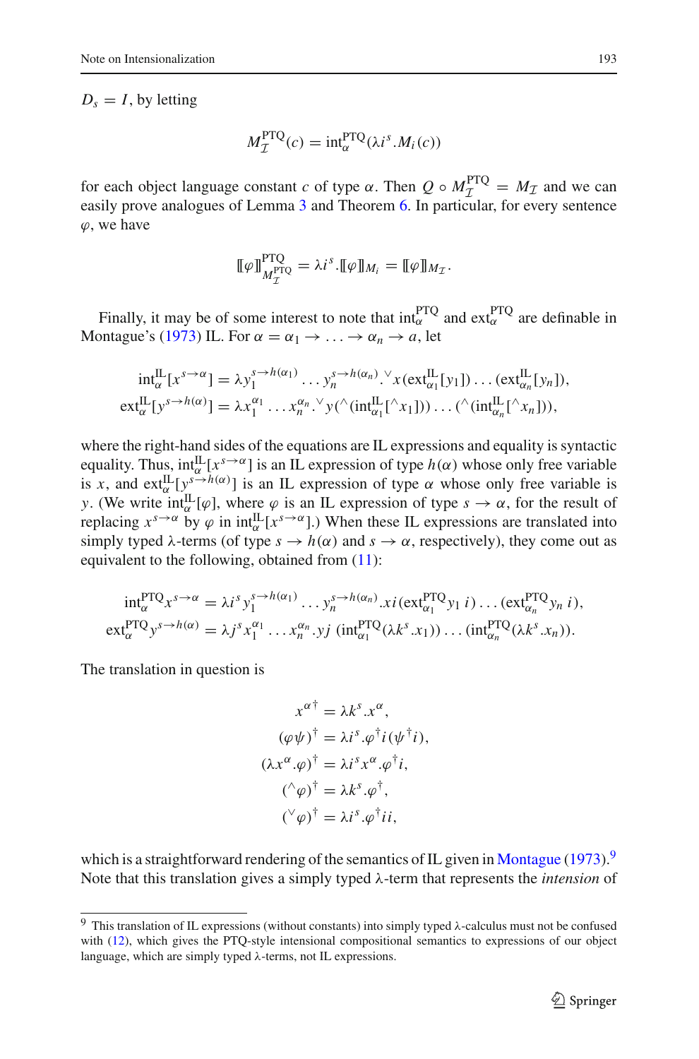$D_s = I$, by letting

$$M_{\mathcal{I}}^{\text{PTQ}}(c) = \text{int}_{\alpha}^{\text{PTQ}}(\lambda i^s.M_i(c))$$

for each object language constant $c$ of type $\alpha$. Then $Q \circ M_{\mathcal{I}}^{\text{PTQ}} = M_{\mathcal{I}}$ and we can easily prove analogues of Lemma 3 and Theorem 6. In particular, for every sentence $\varphi$, we have

$$[\![\varphi]\!]^{\text{PTQ}}_{M_{\mathcal{I}}^{\text{PTQ}}} = \lambda i^s.[\![\varphi]\!]_{M_i} = [\![\varphi]\!]_{M_{\mathcal{I}}}.$$

Finally, it may be of some interest to note that $\text{int}_{\alpha}^{\text{PTQ}}$ and $\text{ext}_{\alpha}^{\text{PTQ}}$ are definable in Montague's (1973) IL. For $\alpha = \alpha_1 \to \ldots \to \alpha_n \to a$, let

$$\text{int}_{\alpha}^{\text{IL}}[x^{s\to\alpha}] = \lambda y_1^{s\to h(\alpha_1)} \ldots y_n^{s\to h(\alpha_n)}.{}^{\vee}x(\text{ext}_{\alpha_1}^{\text{IL}}[y_1]) \ldots (\text{ext}_{\alpha_n}^{\text{IL}}[y_n]),$$
$$\text{ext}_{\alpha}^{\text{IL}}[y^{s\to h(\alpha)}] = \lambda x_1^{\alpha_1} \ldots x_n^{\alpha_n}.{}^{\vee}y({}^{\wedge}(\text{int}_{\alpha_1}^{\text{IL}}[{}^{\wedge}x_1])) \ldots ({}^{\wedge}(\text{int}_{\alpha_n}^{\text{IL}}[{}^{\wedge}x_n])),$$

where the right-hand sides of the equations are IL expressions and equality is syntactic equality. Thus, $\text{int}_{\alpha}^{\text{IL}}[x^{s\to\alpha}]$ is an IL expression of type $h(\alpha)$ whose only free variable is $x$, and $\text{ext}_{\alpha}^{\text{IL}}[y^{s\to h(\alpha)}]$ is an IL expression of type $\alpha$ whose only free variable is $y$. (We write $\text{int}_{\alpha}^{\text{IL}}[\varphi]$, where $\varphi$ is an IL expression of type $s \to \alpha$, for the result of replacing $x^{s\to\alpha}$ by $\varphi$ in $\text{int}_{\alpha}^{\text{IL}}[x^{s\to\alpha}]$.) When these IL expressions are translated into simply typed λ-terms (of type $s \to h(\alpha)$ and $s \to \alpha$, respectively), they come out as equivalent to the following, obtained from (11):

$$\text{int}_{\alpha}^{\text{PTQ}}x^{s\to\alpha} = \lambda i^s y_1^{s\to h(\alpha_1)} \ldots y_n^{s\to h(\alpha_n)}.xi(\text{ext}_{\alpha_1}^{\text{PTQ}}y_1\, i) \ldots (\text{ext}_{\alpha_n}^{\text{PTQ}}y_n\, i),$$
$$\text{ext}_{\alpha}^{\text{PTQ}}y^{s\to h(\alpha)} = \lambda j^s x_1^{\alpha_1} \ldots x_n^{\alpha_n}.yj\ (\text{int}_{\alpha_1}^{\text{PTQ}}(\lambda k^s.x_1)) \ldots (\text{int}_{\alpha_n}^{\text{PTQ}}(\lambda k^s.x_n)).$$

The translation in question is

$$x^{\alpha\dagger} = \lambda k^s.x^{\alpha},$$
$$(\varphi\psi)^{\dagger} = \lambda i^s.\varphi^{\dagger}i(\psi^{\dagger}i),$$
$$(\lambda x^{\alpha}.\varphi)^{\dagger} = \lambda i^s x^{\alpha}.\varphi^{\dagger}i,$$
$$({}^{\wedge}\varphi)^{\dagger} = \lambda k^s.\varphi^{\dagger},$$
$$({}^{\vee}\varphi)^{\dagger} = \lambda i^s.\varphi^{\dagger}ii,$$

which is a straightforward rendering of the semantics of IL given in Montague (1973).[9] Note that this translation gives a simply typed λ-term that represents the *intension* of

[9] This translation of IL expressions (without constants) into simply typed λ-calculus must not be confused with (12), which gives the PTQ-style intensional compositional semantics to expressions of our object language, which are simply typed λ-terms, not IL expressions.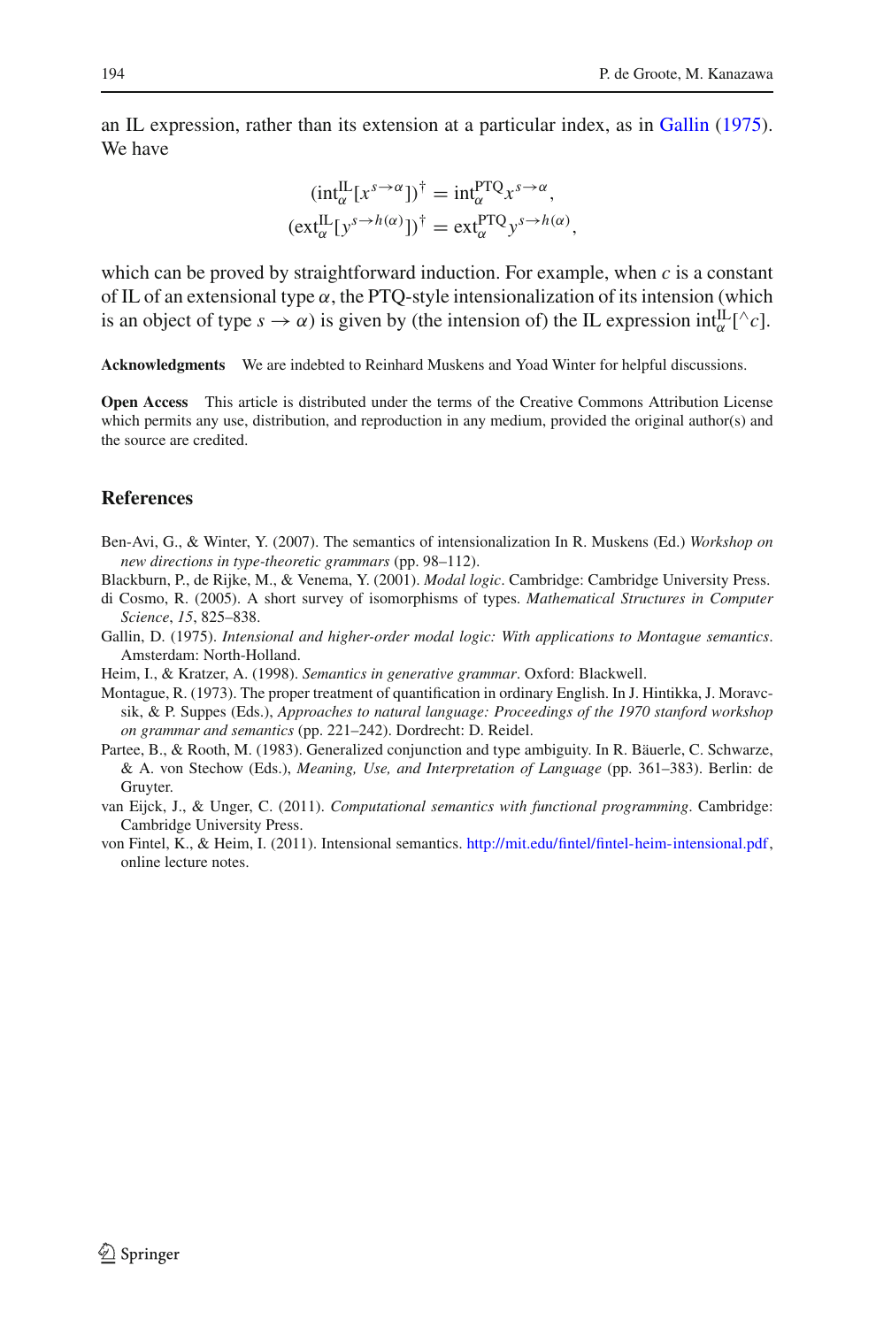an IL expression, rather than its extension at a particular index, as in Gallin (1975). We have

$$(\mathrm{int}^{\mathrm{IL}}_{\alpha}[x^{s\to\alpha}])^{\dagger} = \mathrm{int}^{\mathrm{PTQ}}_{\alpha} x^{s\to\alpha},$$
$$(\mathrm{ext}^{\mathrm{IL}}_{\alpha}[y^{s\to h(\alpha)}])^{\dagger} = \mathrm{ext}^{\mathrm{PTQ}}_{\alpha} y^{s\to h(\alpha)},$$

which can be proved by straightforward induction. For example, when $c$ is a constant of IL of an extensional type $\alpha$, the PTQ-style intensionalization of its intension (which is an object of type $s \to \alpha$) is given by (the intension of) the IL expression $\mathrm{int}^{\mathrm{IL}}_{\alpha}[{}^{\wedge}c]$.

**Acknowledgments** We are indebted to Reinhard Muskens and Yoad Winter for helpful discussions.

**Open Access** This article is distributed under the terms of the Creative Commons Attribution License which permits any use, distribution, and reproduction in any medium, provided the original author(s) and the source are credited.

## References

Ben-Avi, G., & Winter, Y. (2007). The semantics of intensionalization In R. Muskens (Ed.) *Workshop on new directions in type-theoretic grammars* (pp. 98–112).

Blackburn, P., de Rijke, M., & Venema, Y. (2001). *Modal logic*. Cambridge: Cambridge University Press.

di Cosmo, R. (2005). A short survey of isomorphisms of types. *Mathematical Structures in Computer Science*, *15*, 825–838.

Gallin, D. (1975). *Intensional and higher-order modal logic: With applications to Montague semantics*. Amsterdam: North-Holland.

Heim, I., & Kratzer, A. (1998). *Semantics in generative grammar*. Oxford: Blackwell.

Montague, R. (1973). The proper treatment of quantification in ordinary English. In J. Hintikka, J. Moravcsik, & P. Suppes (Eds.), *Approaches to natural language: Proceedings of the 1970 stanford workshop on grammar and semantics* (pp. 221–242). Dordrecht: D. Reidel.

Partee, B., & Rooth, M. (1983). Generalized conjunction and type ambiguity. In R. Bäuerle, C. Schwarze, & A. von Stechow (Eds.), *Meaning, Use, and Interpretation of Language* (pp. 361–383). Berlin: de Gruyter.

van Eijck, J., & Unger, C. (2011). *Computational semantics with functional programming*. Cambridge: Cambridge University Press.

von Fintel, K., & Heim, I. (2011). Intensional semantics. http://mit.edu/fintel/fintel-heim-intensional.pdf, online lecture notes.